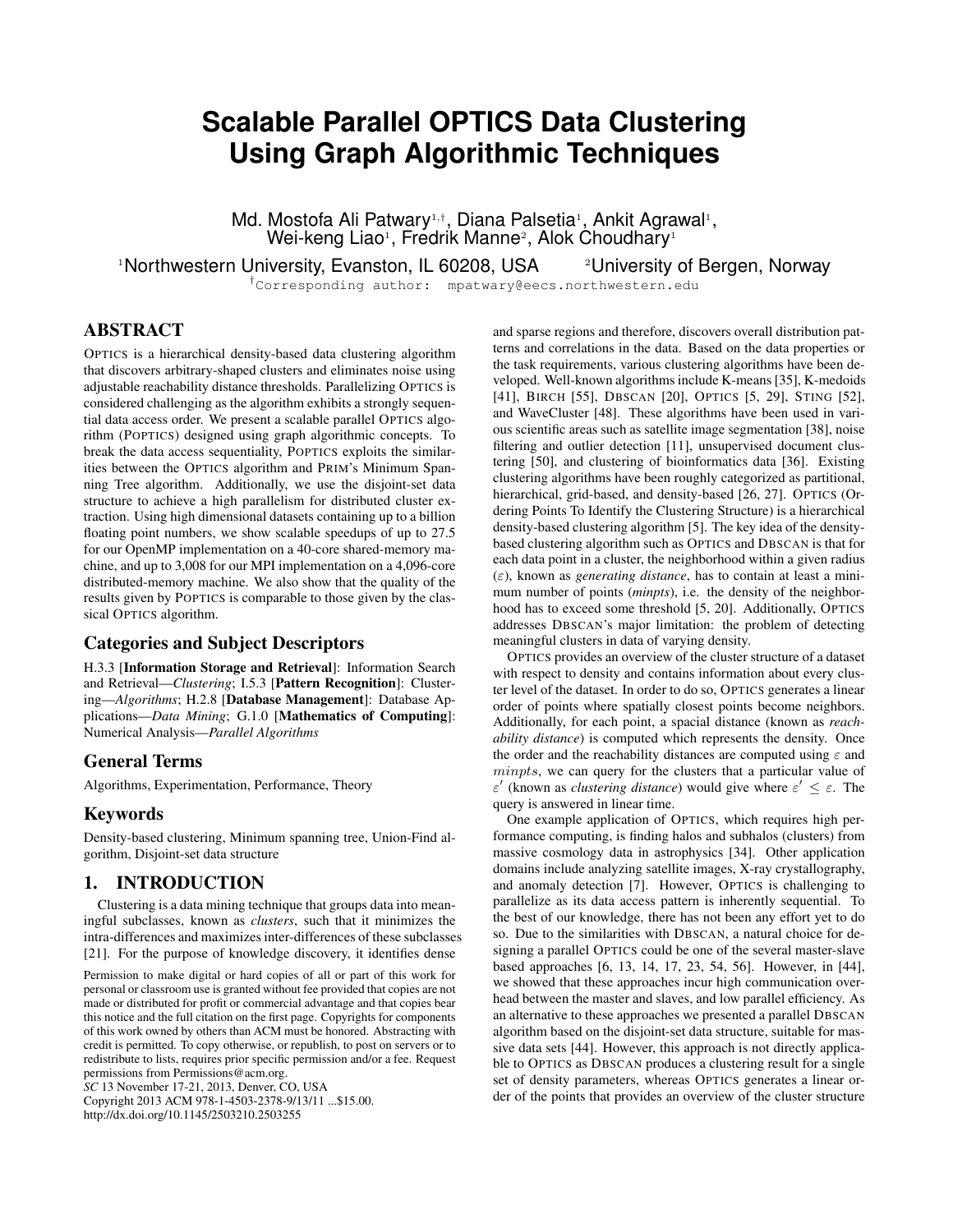# Scalable Parallel OPTICS Data Clustering Using Graph Algorithmic Techniques

Md. Mostofa Ali Patwary[1,†], Diana Palsetia[1], Ankit Agrawal[1], Wei-keng Liao[1], Fredrik Manne[2], Alok Choudhary[1]

[1]Northwestern University, Evanston, IL 60208, USA [2]University of Bergen, Norway

[†]Corresponding author: mpatwary@eecs.northwestern.edu

## ABSTRACT

OPTICS is a hierarchical density-based data clustering algorithm that discovers arbitrary-shaped clusters and eliminates noise using adjustable reachability distance thresholds. Parallelizing OPTICS is considered challenging as the algorithm exhibits a strongly sequential data access order. We present a scalable parallel OPTICS algorithm (POPTICS) designed using graph algorithmic concepts. To break the data access sequentiality, POPTICS exploits the similarities between the OPTICS algorithm and PRIM's Minimum Spanning Tree algorithm. Additionally, we use the disjoint-set data structure to achieve a high parallelism for distributed cluster extraction. Using high dimensional datasets containing up to a billion floating point numbers, we show scalable speedups of up to 27.5 for our OpenMP implementation on a 40-core shared-memory machine, and up to 3,008 for our MPI implementation on a 4,096-core distributed-memory machine. We also show that the quality of the results given by POPTICS is comparable to those given by the classical OPTICS algorithm.

### Categories and Subject Descriptors

H.3.3 [**Information Storage and Retrieval**]: Information Search and Retrieval—*Clustering*; I.5.3 [**Pattern Recognition**]: Clustering—*Algorithms*; H.2.8 [**Database Management**]: Database Applications—*Data Mining*; G.1.0 [**Mathematics of Computing**]: Numerical Analysis—*Parallel Algorithms*

### General Terms

Algorithms, Experimentation, Performance, Theory

### Keywords

Density-based clustering, Minimum spanning tree, Union-Find algorithm, Disjoint-set data structure

## 1. INTRODUCTION

Clustering is a data mining technique that groups data into meaningful subclasses, known as *clusters*, such that it minimizes the intra-differences and maximizes inter-differences of these subclasses [21]. For the purpose of knowledge discovery, it identifies dense and sparse regions and therefore, discovers overall distribution patterns and correlations in the data. Based on the data properties or the task requirements, various clustering algorithms have been developed. Well-known algorithms include K-means [35], K-medoids [41], BIRCH [55], DBSCAN [20], OPTICS [5, 29], STING [52], and WaveCluster [48]. These algorithms have been used in various scientific areas such as satellite image segmentation [38], noise filtering and outlier detection [11], unsupervised document clustering [50], and clustering of bioinformatics data [36]. Existing clustering algorithms have been roughly categorized as partitional, hierarchical, grid-based, and density-based [26, 27]. OPTICS (Ordering Points To Identify the Clustering Structure) is a hierarchical density-based clustering algorithm [5]. The key idea of the density-based clustering algorithm such as OPTICS and DBSCAN is that for each data point in a cluster, the neighborhood within a given radius ($\varepsilon$), known as *generating distance*, has to contain at least a minimum number of points (*minpts*), i.e. the density of the neighborhood has to exceed some threshold [5, 20]. Additionally, OPTICS addresses DBSCAN's major limitation: the problem of detecting meaningful clusters in data of varying density.

OPTICS provides an overview of the cluster structure of a dataset with respect to density and contains information about every cluster level of the dataset. In order to do so, OPTICS generates a linear order of points where spatially closest points become neighbors. Additionally, for each point, a spacial distance (known as *reachability distance*) is computed which represents the density. Once the order and the reachability distances are computed using $\varepsilon$ and $minpts$, we can query for the clusters that a particular value of $\varepsilon'$ (known as *clustering distance*) would give where $\varepsilon' \leq \varepsilon$. The query is answered in linear time.

One example application of OPTICS, which requires high performance computing, is finding halos and subhalos (clusters) from massive cosmology data in astrophysics [34]. Other application domains include analyzing satellite images, X-ray crystallography, and anomaly detection [7]. However, OPTICS is challenging to parallelize as its data access pattern is inherently sequential. To the best of our knowledge, there has not been any effort yet to do so. Due to the similarities with DBSCAN, a natural choice for designing a parallel OPTICS could be one of the several master-slave based approaches [6, 13, 14, 17, 23, 54, 56]. However, in [44], we showed that these approaches incur high communication overhead between the master and slaves, and low parallel efficiency. As an alternative to these approaches we presented a parallel DBSCAN algorithm based on the disjoint-set data structure, suitable for massive data sets [44]. However, this approach is not directly applicable to OPTICS as DBSCAN produces a clustering result for a single set of density parameters, whereas OPTICS generates a linear order of the points that provides an overview of the cluster structure

Permission to make digital or hard copies of all or part of this work for personal or classroom use is granted without fee provided that copies are not made or distributed for profit or commercial advantage and that copies bear this notice and the full citation on the first page. Copyrights for components of this work owned by others than ACM must be honored. Abstracting with credit is permitted. To copy otherwise, or republish, to post on servers or to redistribute to lists, requires prior specific permission and/or a fee. Request permissions from Permissions@acm.org.
*SC* 13 November 17-21, 2013, Denver, CO, USA
Copyright 2013 ACM 978-1-4503-2378-9/13/11 ...$15.00.
http://dx.doi.org/10.1145/2503210.2503255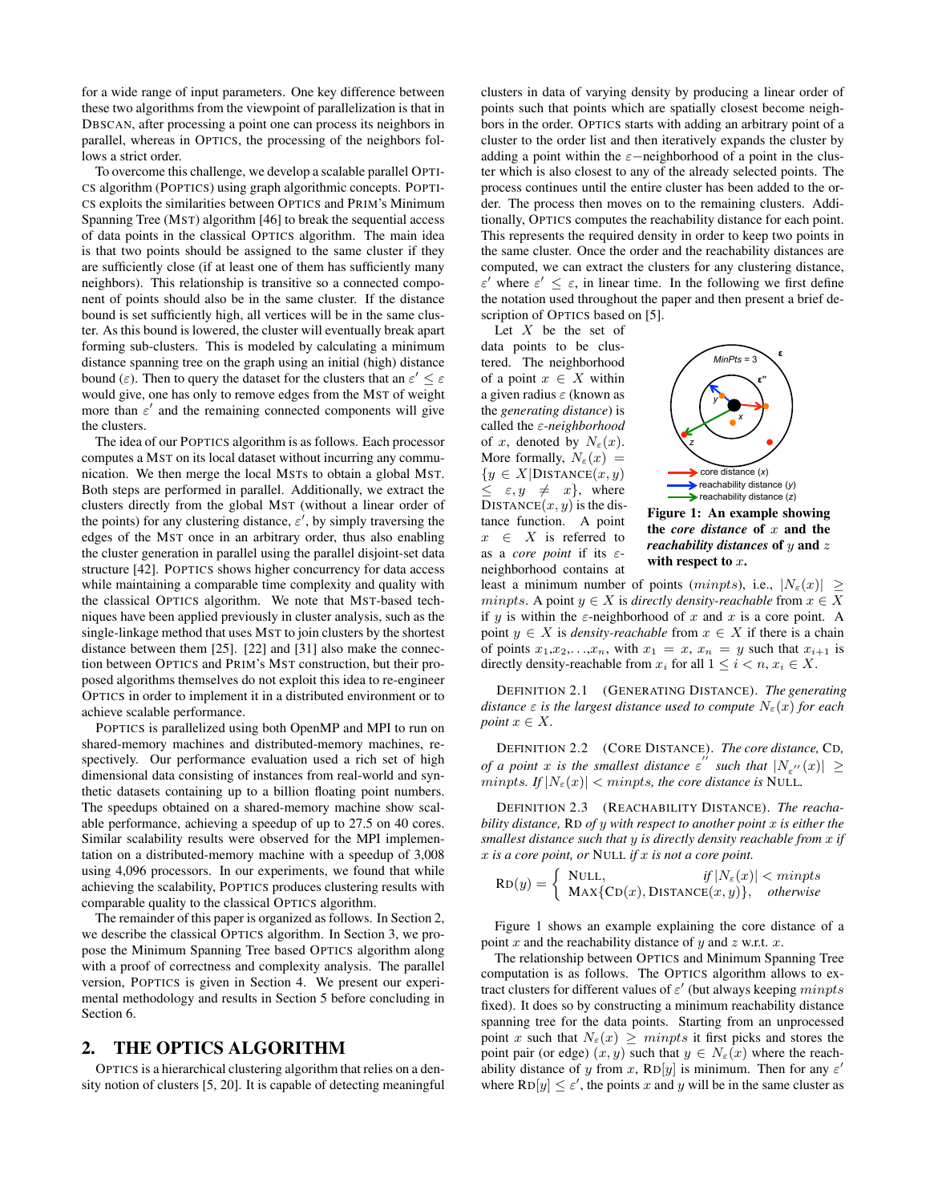for a wide range of input parameters. One key difference between these two algorithms from the viewpoint of parallelization is that in DBSCAN, after processing a point one can process its neighbors in parallel, whereas in OPTICS, the processing of the neighbors follows a strict order.

To overcome this challenge, we develop a scalable parallel OPTICS algorithm (POPTICS) using graph algorithmic concepts. POPTICS exploits the similarities between OPTICS and PRIM's Minimum Spanning Tree (MST) algorithm [46] to break the sequential access of data points in the classical OPTICS algorithm. The main idea is that two points should be assigned to the same cluster if they are sufficiently close (if at least one of them has sufficiently many neighbors). This relationship is transitive so a connected component of points should also be in the same cluster. If the distance bound is set sufficiently high, all vertices will be in the same cluster. As this bound is lowered, the cluster will eventually break apart forming sub-clusters. This is modeled by calculating a minimum distance spanning tree on the graph using an initial (high) distance bound ($\varepsilon$). Then to query the dataset for the clusters that an $\varepsilon' \leq \varepsilon$ would give, one has only to remove edges from the MST of weight more than $\varepsilon'$ and the remaining connected components will give the clusters.

The idea of our POPTICS algorithm is as follows. Each processor computes a MST on its local dataset without incurring any communication. We then merge the local MSTs to obtain a global MST. Both steps are performed in parallel. Additionally, we extract the clusters directly from the global MST (without a linear order of the points) for any clustering distance, $\varepsilon'$, by simply traversing the edges of the MST once in an arbitrary order, thus also enabling the cluster generation in parallel using the parallel disjoint-set data structure [42]. POPTICS shows higher concurrency for data access while maintaining a comparable time complexity and quality with the classical OPTICS algorithm. We note that MST-based techniques have been applied previously in cluster analysis, such as the single-linkage method that uses MST to join clusters by the shortest distance between them [25]. [22] and [31] also make the connection between OPTICS and PRIM's MST construction, but their proposed algorithms themselves do not exploit this idea to re-engineer OPTICS in order to implement it in a distributed environment or to achieve scalable performance.

POPTICS is parallelized using both OpenMP and MPI to run on shared-memory machines and distributed-memory machines, respectively. Our performance evaluation used a rich set of high dimensional data consisting of instances from real-world and synthetic datasets containing up to a billion floating point numbers. The speedups obtained on a shared-memory machine show scalable performance, achieving a speedup of up to 27.5 on 40 cores. Similar scalability results were observed for the MPI implementation on a distributed-memory machine with a speedup of 3,008 using 4,096 processors. In our experiments, we found that while achieving the scalability, POPTICS produces clustering results with comparable quality to the classical OPTICS algorithm.

The remainder of this paper is organized as follows. In Section 2, we describe the classical OPTICS algorithm. In Section 3, we propose the Minimum Spanning Tree based OPTICS algorithm along with a proof of correctness and complexity analysis. The parallel version, POPTICS is given in Section 4. We present our experimental methodology and results in Section 5 before concluding in Section 6.

## 2. THE OPTICS ALGORITHM

OPTICS is a hierarchical clustering algorithm that relies on a density notion of clusters [5, 20]. It is capable of detecting meaningful clusters in data of varying density by producing a linear order of points such that points which are spatially closest become neighbors in the order. OPTICS starts with adding an arbitrary point of a cluster to the order list and then iteratively expands the cluster by adding a point within the $\varepsilon-$neighborhood of a point in the cluster which is also closest to any of the already selected points. The process continues until the entire cluster has been added to the order. The process then moves on to the remaining clusters. Additionally, OPTICS computes the reachability distance for each point. This represents the required density in order to keep two points in the same cluster. Once the order and the reachability distances are computed, we can extract the clusters for any clustering distance, $\varepsilon'$ where $\varepsilon' \leq \varepsilon$, in linear time. In the following we first define the notation used throughout the paper and then present a brief description of OPTICS based on [5].

Let $X$ be the set of data points to be clustered. The neighborhood of a point $x \in X$ within a given radius $\varepsilon$ (known as the *generating distance*) is called the $\varepsilon$-*neighborhood* of $x$, denoted by $N_\varepsilon(x)$. More formally, $N_\varepsilon(x) = \{y \in X | \text{DISTANCE}(x, y) \leq \varepsilon, y \neq x\}$, where $\text{DISTANCE}(x, y)$ is the distance function. A point $x \in X$ is referred to as a *core point* if its $\varepsilon$-neighborhood contains at least a minimum number of points ($minpts$), i.e., $|N_\varepsilon(x)| \geq minpts$. A point $y \in X$ is *directly density-reachable* from $x \in X$ if $y$ is within the $\varepsilon$-neighborhood of $x$ and $x$ is a core point. A point $y \in X$ is *density-reachable* from $x \in X$ if there is a chain of points $x_1, x_2, \ldots, x_n$, with $x_1 = x$, $x_n = y$ such that $x_{i+1}$ is directly density-reachable from $x_i$ for all $1 \leq i < n$, $x_i \in X$.

**Figure 1: An example showing the *core distance* of $x$ and the *reachability distances* of $y$ and $z$ with respect to $x$.**

DEFINITION 2.1 (GENERATING DISTANCE). *The generating distance $\varepsilon$ is the largest distance used to compute $N_\varepsilon(x)$ for each point $x \in X$.*

DEFINITION 2.2 (CORE DISTANCE). *The core distance,* CD*, of a point $x$ is the smallest distance $\varepsilon''$ such that $|N_{\varepsilon''}(x)| \geq minpts$. If $|N_\varepsilon(x)| < minpts$, the core distance is* NULL.

DEFINITION 2.3 (REACHABILITY DISTANCE). *The reachability distance,* RD *of $y$ with respect to another point $x$ is either the smallest distance such that $y$ is directly density reachable from $x$ if $x$ is a core point, or* NULL *if $x$ is not a core point.*

$$\text{RD}(y) = \begin{cases} \text{NULL}, & \text{if } |N_\varepsilon(x)| < minpts \\ \text{MAX}\{\text{CD}(x), \text{DISTANCE}(x, y)\}, & \text{otherwise} \end{cases}$$

Figure 1 shows an example explaining the core distance of a point $x$ and the reachability distance of $y$ and $z$ w.r.t. $x$.

The relationship between OPTICS and Minimum Spanning Tree computation is as follows. The OPTICS algorithm allows to extract clusters for different values of $\varepsilon'$ (but always keeping $minpts$ fixed). It does so by constructing a minimum reachability distance spanning tree for the data points. Starting from an unprocessed point $x$ such that $N_\varepsilon(x) \geq minpts$ it first picks and stores the point pair (or edge) $(x, y)$ such that $y \in N_\varepsilon(x)$ where the reachability distance of $y$ from $x$, $\text{RD}[y]$ is minimum. Then for any $\varepsilon'$ where $\text{RD}[y] \leq \varepsilon'$, the points $x$ and $y$ will be in the same cluster as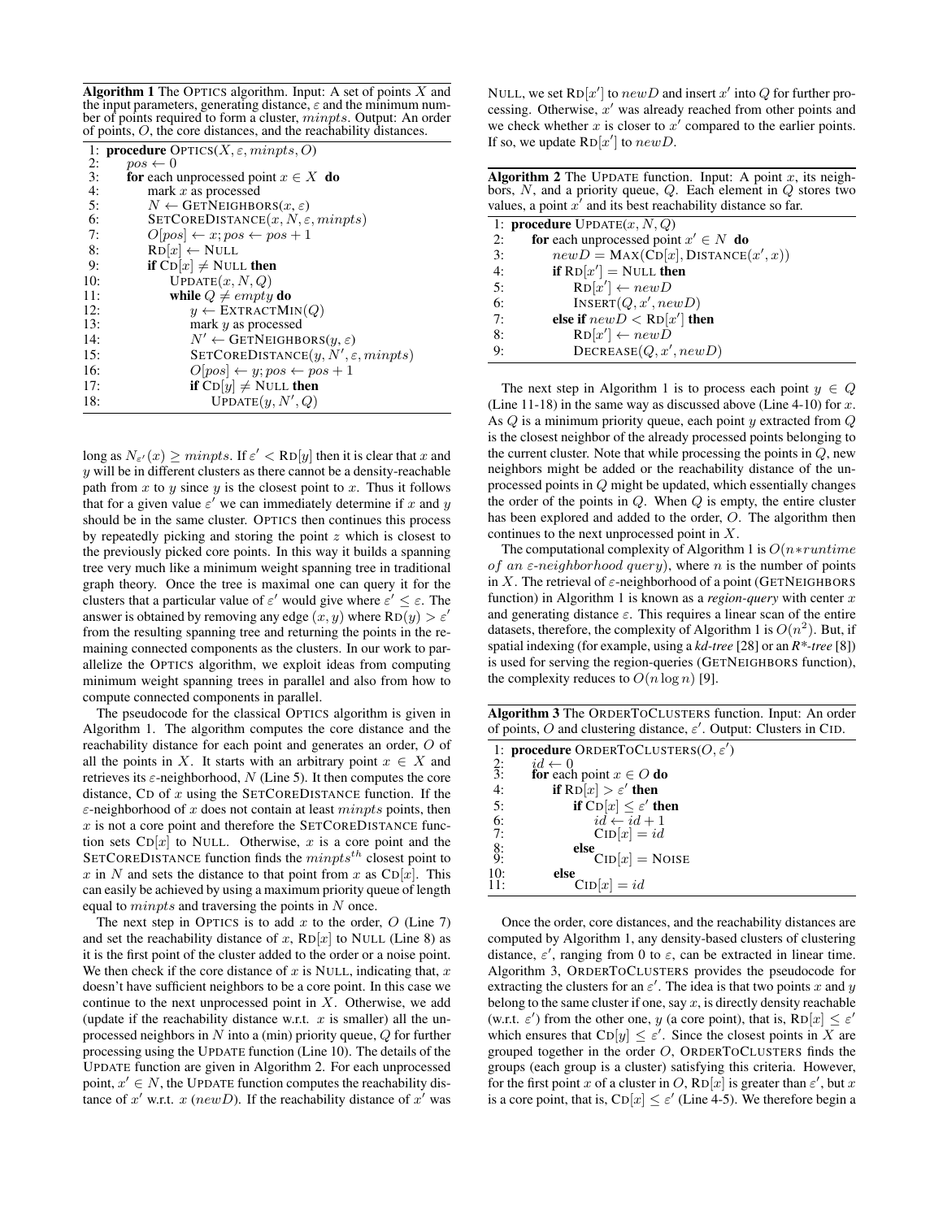**Algorithm 1** The OPTICS algorithm. Input: A set of points $X$ and the input parameters, generating distance, $\varepsilon$ and the minimum number of points required to form a cluster, $minpts$. Output: An order of points, $O$, the core distances, and the reachability distances.

```
 1: procedure OPTICS(X, ε, minpts, O)
 2:     pos ← 0
 3:     for each unprocessed point x ∈ X do
 4:         mark x as processed
 5:         N ← GETNEIGHBORS(x, ε)
 6:         SETCOREDISTANCE(x, N, ε, minpts)
 7:         O[pos] ← x; pos ← pos + 1
 8:         RD[x] ← NULL
 9:         if CD[x] ≠ NULL then
10:             UPDATE(x, N, Q)
11:             while Q ≠ empty do
12:                 y ← EXTRACTMIN(Q)
13:                 mark y as processed
14:                 N' ← GETNEIGHBORS(y, ε)
15:                 SETCOREDISTANCE(y, N', ε, minpts)
16:                 O[pos] ← y; pos ← pos + 1
17:                 if CD[y] ≠ NULL then
18:                     UPDATE(y, N', Q)
```

long as $N_{\varepsilon'}(x) \geq minpts$. If $\varepsilon' < \text{RD}[y]$ then it is clear that $x$ and $y$ will be in different clusters as there cannot be a density-reachable path from $x$ to $y$ since $y$ is the closest point to $x$. Thus it follows that for a given value $\varepsilon'$ we can immediately determine if $x$ and $y$ should be in the same cluster. OPTICS then continues this process by repeatedly picking and storing the point $z$ which is closest to the previously picked core points. In this way it builds a spanning tree very much like a minimum weight spanning tree in traditional graph theory. Once the tree is maximal one can query it for the clusters that a particular value of $\varepsilon'$ would give where $\varepsilon' \leq \varepsilon$. The answer is obtained by removing any edge $(x, y)$ where $\text{RD}(y) > \varepsilon'$ from the resulting spanning tree and returning the points in the remaining connected components as the clusters. In our work to parallelize the OPTICS algorithm, we exploit ideas from computing minimum weight spanning trees in parallel and also from how to compute connected components in parallel.

The pseudocode for the classical OPTICS algorithm is given in Algorithm 1. The algorithm computes the core distance and the reachability distance for each point and generates an order, $O$ of all the points in $X$. It starts with an arbitrary point $x \in X$ and retrieves its $\varepsilon$-neighborhood, $N$ (Line 5). It then computes the core distance, CD of $x$ using the SETCOREDISTANCE function. If the $\varepsilon$-neighborhood of $x$ does not contain at least $minpts$ points, then $x$ is not a core point and therefore the SETCOREDISTANCE function sets $\text{CD}[x]$ to NULL. Otherwise, $x$ is a core point and the SETCOREDISTANCE function finds the $minpts^{th}$ closest point to $x$ in $N$ and sets the distance to that point from $x$ as $\text{CD}[x]$. This can easily be achieved by using a maximum priority queue of length equal to $minpts$ and traversing the points in $N$ once.

The next step in OPTICS is to add $x$ to the order, $O$ (Line 7) and set the reachability distance of $x$, $\text{RD}[x]$ to NULL (Line 8) as it is the first point of the cluster added to the order or a noise point. We then check if the core distance of $x$ is NULL, indicating that, $x$ doesn't have sufficient neighbors to be a core point. In this case we continue to the next unprocessed point in $X$. Otherwise, we add (update if the reachability distance w.r.t. $x$ is smaller) all the unprocessed neighbors in $N$ into a (min) priority queue, $Q$ for further processing using the UPDATE function (Line 10). The details of the UPDATE function are given in Algorithm 2. For each unprocessed point, $x' \in N$, the UPDATE function computes the reachability distance of $x'$ w.r.t. $x$ ($newD$). If the reachability distance of $x'$ was NULL, we set $\text{RD}[x']$ to $newD$ and insert $x'$ into $Q$ for further processing. Otherwise, $x'$ was already reached from other points and we check whether $x$ is closer to $x'$ compared to the earlier points. If so, we update $\text{RD}[x']$ to $newD$.

**Algorithm 2** The UPDATE function. Input: A point $x$, its neighbors, $N$, and a priority queue, $Q$. Each element in $Q$ stores two values, a point $x'$ and its best reachability distance so far.

```
1: procedure UPDATE(x, N, Q)
2:     for each unprocessed point x' ∈ N do
3:         newD = MAX(CD[x], DISTANCE(x', x))
4:         if RD[x'] = NULL then
5:             RD[x'] ← newD
6:             INSERT(Q, x', newD)
7:         else if newD < RD[x'] then
8:             RD[x'] ← newD
9:             DECREASE(Q, x', newD)
```

The next step in Algorithm 1 is to process each point $y \in Q$ (Line 11-18) in the same way as discussed above (Line 4-10) for $x$. As $Q$ is a minimum priority queue, each point $y$ extracted from $Q$ is the closest neighbor of the already processed points belonging to the current cluster. Note that while processing the points in $Q$, new neighbors might be added or the reachability distance of the unprocessed points in $Q$ might be updated, which essentially changes the order of the points in $Q$. When $Q$ is empty, the entire cluster has been explored and added to the order, $O$. The algorithm then continues to the next unprocessed point in $X$.

The computational complexity of Algorithm 1 is $O(n * runtime\ of\ an\ \varepsilon\text{-}neighborhood\ query)$, where $n$ is the number of points in $X$. The retrieval of $\varepsilon$-neighborhood of a point (GETNEIGHBORS function) in Algorithm 1 is known as a ***region-query*** with center $x$ and generating distance $\varepsilon$. This requires a linear scan of the entire datasets, therefore, the complexity of Algorithm 1 is $O(n^2)$. But, if spatial indexing (for example, using a ***kd-tree*** [28] or an ***R\*-tree*** [8]) is used for serving the region-queries (GETNEIGHBORS function), the complexity reduces to $O(n \log n)$ [9].

**Algorithm 3** The ORDERTOCLUSTERS function. Input: An order of points, $O$ and clustering distance, $\varepsilon'$. Output: Clusters in CID.

```
 1: procedure ORDERTOCLUSTERS(O, ε')
 2:     id ← 0
 3:     for each point x ∈ O do
 4:         if RD[x] > ε' then
 5:             if CD[x] ≤ ε' then
 6:                 id ← id + 1
 7:                 CID[x] = id
 8:             else
 9:                 CID[x] = NOISE
10:         else
11:             CID[x] = id
```

Once the order, core distances, and the reachability distances are computed by Algorithm 1, any density-based clusters of clustering distance, $\varepsilon'$, ranging from 0 to $\varepsilon$, can be extracted in linear time. Algorithm 3, ORDERTOCLUSTERS provides the pseudocode for extracting the clusters for an $\varepsilon'$. The idea is that two points $x$ and $y$ belong to the same cluster if one, say $x$, is directly density reachable (w.r.t. $\varepsilon'$) from the other one, $y$ (a core point), that is, $\text{RD}[x] \leq \varepsilon'$ which ensures that $\text{CD}[y] \leq \varepsilon'$. Since the closest points in $X$ are grouped together in the order $O$, ORDERTOCLUSTERS finds the groups (each group is a cluster) satisfying this criteria. However, for the first point $x$ of a cluster in $O$, $\text{RD}[x]$ is greater than $\varepsilon'$, but $x$ is a core point, that is, $\text{CD}[x] \leq \varepsilon'$ (Line 4-5). We therefore begin a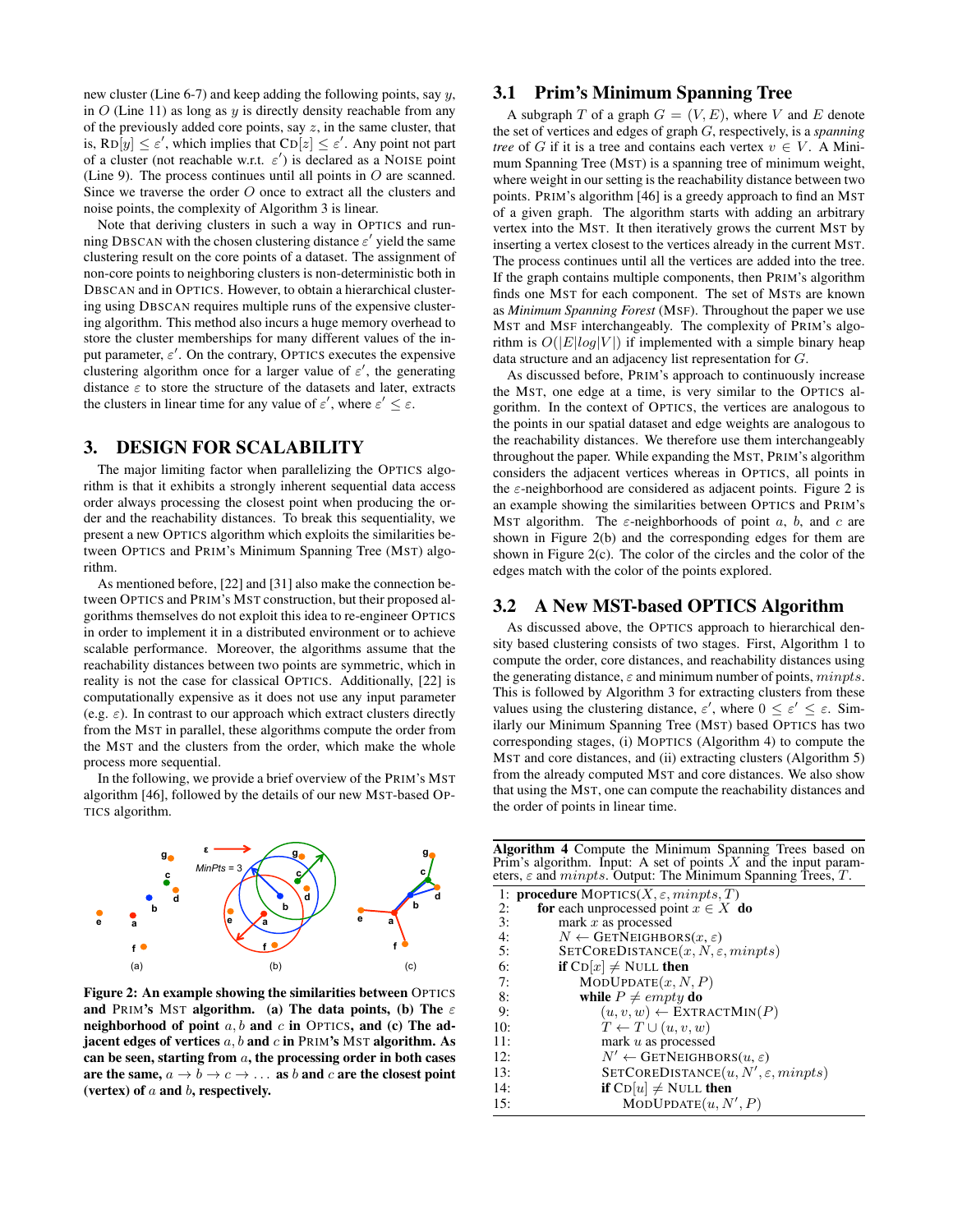new cluster (Line 6-7) and keep adding the following points, say $y$, in $O$ (Line 11) as long as $y$ is directly density reachable from any of the previously added core points, say $z$, in the same cluster, that is, $\text{RD}[y] \leq \varepsilon'$, which implies that $\text{CD}[z] \leq \varepsilon'$. Any point not part of a cluster (not reachable w.r.t. $\varepsilon'$) is declared as a NOISE point (Line 9). The process continues until all points in $O$ are scanned. Since we traverse the order $O$ once to extract all the clusters and noise points, the complexity of Algorithm 3 is linear.

Note that deriving clusters in such a way in OPTICS and running DBSCAN with the chosen clustering distance $\varepsilon'$ yield the same clustering result on the core points of a dataset. The assignment of non-core points to neighboring clusters is non-deterministic both in DBSCAN and in OPTICS. However, to obtain a hierarchical clustering using DBSCAN requires multiple runs of the expensive clustering algorithm. This method also incurs a huge memory overhead to store the cluster memberships for many different values of the input parameter, $\varepsilon'$. On the contrary, OPTICS executes the expensive clustering algorithm once for a larger value of $\varepsilon'$, the generating distance $\varepsilon$ to store the structure of the datasets and later, extracts the clusters in linear time for any value of $\varepsilon'$, where $\varepsilon' \leq \varepsilon$.

## 3. DESIGN FOR SCALABILITY

The major limiting factor when parallelizing the OPTICS algorithm is that it exhibits a strongly inherent sequential data access order always processing the closest point when producing the order and the reachability distances. To break this sequentiality, we present a new OPTICS algorithm which exploits the similarities between OPTICS and PRIM's Minimum Spanning Tree (MST) algorithm.

As mentioned before, [22] and [31] also make the connection between OPTICS and PRIM's MST construction, but their proposed algorithms themselves do not exploit this idea to re-engineer OPTICS in order to implement it in a distributed environment or to achieve scalable performance. Moreover, the algorithms assume that the reachability distances between two points are symmetric, which in reality is not the case for classical OPTICS. Additionally, [22] is computationally expensive as it does not use any input parameter (e.g. $\varepsilon$). In contrast to our approach which extract clusters directly from the MST in parallel, these algorithms compute the order from the MST and the clusters from the order, which make the whole process more sequential.

In the following, we provide a brief overview of the PRIM's MST algorithm [46], followed by the details of our new MST-based OPTICS algorithm.

**Figure 2: An example showing the similarities between OPTICS and PRIM's MST algorithm. (a) The data points, (b) The $\varepsilon$ neighborhood of point $a, b$ and $c$ in OPTICS, and (c) The adjacent edges of vertices $a, b$ and $c$ in PRIM's MST algorithm. As can be seen, starting from $a$, the processing order in both cases are the same, $a \to b \to c \to \dots$ as $b$ and $c$ are the closest point (vertex) of $a$ and $b$, respectively.**

### 3.1 Prim's Minimum Spanning Tree

A subgraph $T$ of a graph $G = (V, E)$, where $V$ and $E$ denote the set of vertices and edges of graph $G$, respectively, is a *spanning tree* of $G$ if it is a tree and contains each vertex $v \in V$. A Minimum Spanning Tree (MST) is a spanning tree of minimum weight, where weight in our setting is the reachability distance between two points. PRIM's algorithm [46] is a greedy approach to find an MST of a given graph. The algorithm starts with adding an arbitrary vertex into the MST. It then iteratively grows the current MST by inserting a vertex closest to the vertices already in the current MST. The process continues until all the vertices are added into the tree. If the graph contains multiple components, then PRIM's algorithm finds one MST for each component. The set of MSTs are known as *Minimum Spanning Forest* (MSF). Throughout the paper we use MST and MSF interchangeably. The complexity of PRIM's algorithm is $O(|E| log|V|)$ if implemented with a simple binary heap data structure and an adjacency list representation for $G$.

As discussed before, PRIM's approach to continuously increase the MST, one edge at a time, is very similar to the OPTICS algorithm. In the context of OPTICS, the vertices are analogous to the points in our spatial dataset and edge weights are analogous to the reachability distances. We therefore use them interchangeably throughout the paper. While expanding the MST, PRIM's algorithm considers the adjacent vertices whereas in OPTICS, all points in the $\varepsilon$-neighborhood are considered as adjacent points. Figure 2 is an example showing the similarities between OPTICS and PRIM's MST algorithm. The $\varepsilon$-neighborhoods of point $a$, $b$, and $c$ are shown in Figure 2(b) and the corresponding edges for them are shown in Figure 2(c). The color of the circles and the color of the edges match with the color of the points explored.

### 3.2 A New MST-based OPTICS Algorithm

As discussed above, the OPTICS approach to hierarchical density based clustering consists of two stages. First, Algorithm 1 to compute the order, core distances, and reachability distances using the generating distance, $\varepsilon$ and minimum number of points, $minpts$. This is followed by Algorithm 3 for extracting clusters from these values using the clustering distance, $\varepsilon'$, where $0 \leq \varepsilon' \leq \varepsilon$. Similarly our Minimum Spanning Tree (MST) based OPTICS has two corresponding stages, (i) MOPTICS (Algorithm 4) to compute the MST and core distances, and (ii) extracting clusters (Algorithm 5) from the already computed MST and core distances. We also show that using the MST, one can compute the reachability distances and the order of points in linear time.

**Algorithm 4** Compute the Minimum Spanning Trees based on Prim's algorithm. Input: A set of points $X$ and the input parameters, $\varepsilon$ and $minpts$. Output: The Minimum Spanning Trees, $T$.

```
1:  procedure MOPTICS(X, ε, minpts, T)
2:      for each unprocessed point x ∈ X do
3:          mark x as processed
4:          N ← GETNEIGHBORS(x, ε)
5:          SETCOREDISTANCE(x, N, ε, minpts)
6:          if CD[x] ≠ NULL then
7:              MODUPDATE(x, N, P)
8:              while P ≠ empty do
9:                  (u, v, w) ← EXTRACTMIN(P)
10:                 T ← T ∪ (u, v, w)
11:                 mark u as processed
12:                 N' ← GETNEIGHBORS(u, ε)
13:                 SETCOREDISTANCE(u, N', ε, minpts)
14:                 if CD[u] ≠ NULL then
15:                     MODUPDATE(u, N', P)
```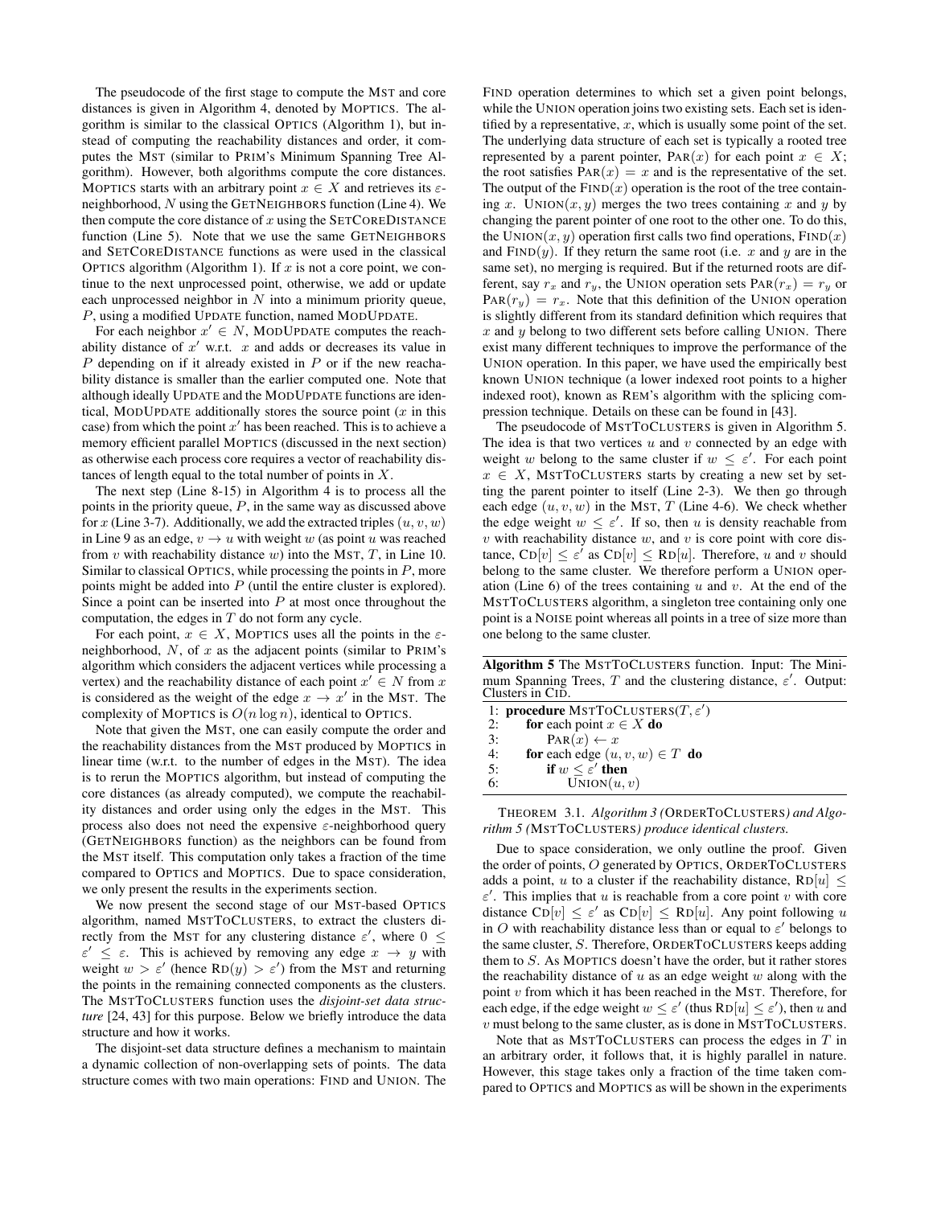The pseudocode of the first stage to compute the MST and core distances is given in Algorithm 4, denoted by MOPTICS. The algorithm is similar to the classical OPTICS (Algorithm 1), but instead of computing the reachability distances and order, it computes the MST (similar to PRIM's Minimum Spanning Tree Algorithm). However, both algorithms compute the core distances. MOPTICS starts with an arbitrary point $x \in X$ and retrieves its $\varepsilon$-neighborhood, $N$ using the GETNEIGHBORS function (Line 4). We then compute the core distance of $x$ using the SETCOREDISTANCE function (Line 5). Note that we use the same GETNEIGHBORS and SETCOREDISTANCE functions as were used in the classical OPTICS algorithm (Algorithm 1). If $x$ is not a core point, we continue to the next unprocessed point, otherwise, we add or update each unprocessed neighbor in $N$ into a minimum priority queue, $P$, using a modified UPDATE function, named MODUPDATE.

For each neighbor $x' \in N$, MODUPDATE computes the reachability distance of $x'$ w.r.t. $x$ and adds or decreases its value in $P$ depending on if it already existed in $P$ or if the new reachability distance is smaller than the earlier computed one. Note that although ideally UPDATE and the MODUPDATE functions are identical, MODUPDATE additionally stores the source point ($x$ in this case) from which the point $x'$ has been reached. This is to achieve a memory efficient parallel MOPTICS (discussed in the next section) as otherwise each process core requires a vector of reachability distances of length equal to the total number of points in $X$.

The next step (Line 8-15) in Algorithm 4 is to process all the points in the priority queue, $P$, in the same way as discussed above for $x$ (Line 3-7). Additionally, we add the extracted triples $(u, v, w)$ in Line 9 as an edge, $v \to u$ with weight $w$ (as point $u$ was reached from $v$ with reachability distance $w$) into the MST, $T$, in Line 10. Similar to classical OPTICS, while processing the points in $P$, more points might be added into $P$ (until the entire cluster is explored). Since a point can be inserted into $P$ at most once throughout the computation, the edges in $T$ do not form any cycle.

For each point, $x \in X$, MOPTICS uses all the points in the $\varepsilon$-neighborhood, $N$, of $x$ as the adjacent points (similar to PRIM's algorithm which considers the adjacent vertices while processing a vertex) and the reachability distance of each point $x' \in N$ from $x$ is considered as the weight of the edge $x \to x'$ in the MST. The complexity of MOPTICS is $O(n \log n)$, identical to OPTICS.

Note that given the MST, one can easily compute the order and the reachability distances from the MST produced by MOPTICS in linear time (w.r.t. to the number of edges in the MST). The idea is to rerun the MOPTICS algorithm, but instead of computing the core distances (as already computed), we compute the reachability distances and order using only the edges in the MST. This process also does not need the expensive $\varepsilon$-neighborhood query (GETNEIGHBORS function) as the neighbors can be found from the MST itself. This computation only takes a fraction of the time compared to OPTICS and MOPTICS. Due to space consideration, we only present the results in the experiments section.

We now present the second stage of our MST-based OPTICS algorithm, named MSTTOCLUSTERS, to extract the clusters directly from the MST for any clustering distance $\varepsilon'$, where $0 \leq \varepsilon' \leq \varepsilon$. This is achieved by removing any edge $x \to y$ with weight $w > \varepsilon'$ (hence $\text{RD}(y) > \varepsilon'$) from the MST and returning the points in the remaining connected components as the clusters. The MSTTOCLUSTERS function uses the *disjoint-set data structure* [24, 43] for this purpose. Below we briefly introduce the data structure and how it works.

The disjoint-set data structure defines a mechanism to maintain a dynamic collection of non-overlapping sets of points. The data structure comes with two main operations: FIND and UNION. The FIND operation determines to which set a given point belongs, while the UNION operation joins two existing sets. Each set is identified by a representative, $x$, which is usually some point of the set. The underlying data structure of each set is typically a rooted tree represented by a parent pointer, $\text{PAR}(x)$ for each point $x \in X$; the root satisfies $\text{PAR}(x) = x$ and is the representative of the set. The output of the $\text{FIND}(x)$ operation is the root of the tree containing $x$. $\text{UNION}(x, y)$ merges the two trees containing $x$ and $y$ by changing the parent pointer of one root to the other one. To do this, the $\text{UNION}(x, y)$ operation first calls two find operations, $\text{FIND}(x)$ and $\text{FIND}(y)$. If they return the same root (i.e. $x$ and $y$ are in the same set), no merging is required. But if the returned roots are different, say $r_x$ and $r_y$, the UNION operation sets $\text{PAR}(r_x) = r_y$ or $\text{PAR}(r_y) = r_x$. Note that this definition of the UNION operation is slightly different from its standard definition which requires that $x$ and $y$ belong to two different sets before calling UNION. There exist many different techniques to improve the performance of the UNION operation. In this paper, we have used the empirically best known UNION technique (a lower indexed root points to a higher indexed root), known as REM's algorithm with the splicing compression technique. Details on these can be found in [43].

The pseudocode of MSTTOCLUSTERS is given in Algorithm 5. The idea is that two vertices $u$ and $v$ connected by an edge with weight $w$ belong to the same cluster if $w \leq \varepsilon'$. For each point $x \in X$, MSTTOCLUSTERS starts by creating a new set by setting the parent pointer to itself (Line 2-3). We then go through each edge $(u, v, w)$ in the MST, $T$ (Line 4-6). We check whether the edge weight $w \leq \varepsilon'$. If so, then $u$ is density reachable from $v$ with reachability distance $w$, and $v$ is core point with core distance, $\text{CD}[v] \leq \varepsilon'$ as $\text{CD}[v] \leq \text{RD}[u]$. Therefore, $u$ and $v$ should belong to the same cluster. We therefore perform a UNION operation (Line 6) of the trees containing $u$ and $v$. At the end of the MSTTOCLUSTERS algorithm, a singleton tree containing only one point is a NOISE point whereas all points in a tree of size more than one belong to the same cluster.

**Algorithm 5** The MSTTOCLUSTERS function. Input: The Minimum Spanning Trees, $T$ and the clustering distance, $\varepsilon'$. Output: Clusters in CID.

```
1: procedure MSTTOCLUSTERS(T, ε')
2:     for each point x ∈ X do
3:         PAR(x) ← x
4:     for each edge (u, v, w) ∈ T do
5:         if w ≤ ε' then
6:             UNION(u, v)
```

THEOREM 3.1. *Algorithm 3 (ORDERTOCLUSTERS) and Algorithm 5 (MSTTOCLUSTERS) produce identical clusters.*

Due to space consideration, we only outline the proof. Given the order of points, $O$ generated by OPTICS, ORDERTOCLUSTERS adds a point, $u$ to a cluster if the reachability distance, $\text{RD}[u] \leq \varepsilon'$. This implies that $u$ is reachable from a core point $v$ with core distance $\text{CD}[v] \leq \varepsilon'$ as $\text{CD}[v] \leq \text{RD}[u]$. Any point following $u$ in $O$ with reachability distance less than or equal to $\varepsilon'$ belongs to the same cluster, $S$. Therefore, ORDERTOCLUSTERS keeps adding them to $S$. As MOPTICS doesn't have the order, but it rather stores the reachability distance of $u$ as an edge weight $w$ along with the point $v$ from which it has been reached in the MST. Therefore, for each edge, if the edge weight $w \leq \varepsilon'$ (thus $\text{RD}[u] \leq \varepsilon'$), then $u$ and $v$ must belong to the same cluster, as is done in MSTTOCLUSTERS.

Note that as MSTTOCLUSTERS can process the edges in $T$ in an arbitrary order, it follows that, it is highly parallel in nature. However, this stage takes only a fraction of the time taken compared to OPTICS and MOPTICS as will be shown in the experiments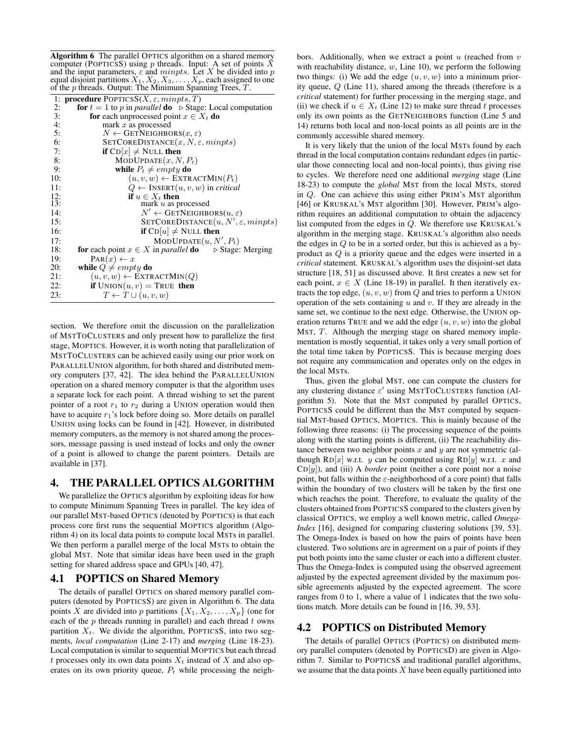**Algorithm 6** The parallel OPTICS algorithm on a shared memory computer (POPTICSS) using $p$ threads. Input: A set of points $X$ and the input parameters, $\varepsilon$ and $minpts$. Let $X$ be divided into $p$ equal disjoint partitions $X_1, X_2, X_3, \ldots, X_p$, each assigned to one of the $p$ threads. Output: The Minimum Spanning Trees, $T$.

```
1:  procedure POPTICSS(X, ε, minpts, T)
2:      for t = 1 to p in parallel do          ▷ Stage: Local computation
3:          for each unprocessed point x ∈ X_t do
4:              mark x as processed
5:              N ← GETNEIGHBORS(x, ε)
6:              SETCOREDISTANCE(x, N, ε, minpts)
7:              if CD[x] ≠ NULL then
8:                  MODUPDATE(x, N, P_t)
9:                  while P_t ≠ empty do
10:                     (u, v, w) ← EXTRACTMIN(P_t)
11:                     Q ← INSERT(u, v, w) in critical
12:                     if u ∈ X_t then
13:                         mark u as processed
14:                         N' ← GETNEIGHBORS(u, ε)
15:                         SETCOREDISTANCE(u, N', ε, minpts)
16:                         if CD[u] ≠ NULL then
17:                             MODUPDATE(u, N', P_t)
18:     for each point x ∈ X in parallel do      ▷ Stage: Merging
19:         PAR(x) ← x
20:     while Q ≠ empty do
21:         (u, v, w) ← EXTRACTMIN(Q)
22:         if UNION(u, v) = TRUE then
23:             T ← T ∪ (u, v, w)
```

section. We therefore omit the discussion on the parallelization of MSTTOCLUSTERS and only present how to parallelize the first stage, MOPTICS. However, it is worth noting that parallelization of MSTTOCLUSTERS can be achieved easily using our prior work on PARALLELUNION algorithm, for both shared and distributed memory computers [37, 42]. The idea behind the PARALLELUNION operation on a shared memory computer is that the algorithm uses a separate lock for each point. A thread wishing to set the parent pointer of a root $r_1$ to $r_2$ during a UNION operation would then have to acquire $r_1$'s lock before doing so. More details on parallel UNION using locks can be found in [42]. However, in distributed memory computers, as the memory is not shared among the processors, message passing is used instead of locks and only the owner of a point is allowed to change the parent pointers. Details are available in [37].

# 4. THE PARALLEL OPTICS ALGORITHM

We parallelize the OPTICS algorithm by exploiting ideas for how to compute Minimum Spanning Trees in parallel. The key idea of our parallel MST-based OPTICS (denoted by POPTICS) is that each process core first runs the sequential MOPTICS algorithm (Algorithm 4) on its local data points to compute local MSTs in parallel. We then perform a parallel merge of the local MSTs to obtain the global MST. Note that similar ideas have been used in the graph setting for shared address space and GPUs [40, 47].

## 4.1 POPTICS on Shared Memory

The details of parallel OPTICS on shared memory parallel computers (denoted by POPTICSS) are given in Algorithm 6. The data points $X$ are divided into $p$ partitions $\{X_1, X_2, \ldots, X_p\}$ (one for each of the $p$ threads running in parallel) and each thread $t$ owns partition $X_t$. We divide the algorithm, POPTICSS, into two segments, *local computation* (Line 2-17) and *merging* (Line 18-23). Local computation is similar to sequential MOPTICS but each thread $t$ processes only its own data points $X_t$ instead of $X$ and also operates on its own priority queue, $P_t$ while processing the neighbors. Additionally, when we extract a point $u$ (reached from $v$ with reachability distance, $w$, Line 10), we perform the following two things: (i) We add the edge $(u, v, w)$ into a minimum priority queue, $Q$ (Line 11), shared among the threads (therefore is a *critical* statement) for further processing in the merging stage, and (ii) we check if $u \in X_t$ (Line 12) to make sure thread $t$ processes only its own points as the GETNEIGHBORS function (Line 5 and 14) returns both local and non-local points as all points are in the commonly accessible shared memory.

It is very likely that the union of the local MSTs found by each thread in the local computation contains redundant edges (in particular those connecting local and non-local points), thus giving rise to cycles. We therefore need one additional *merging* stage (Line 18-23) to compute the *global* MST from the local MSTs, stored in $Q$. One can achieve this using either PRIM's MST algorithm [46] or KRUSKAL's MST algorithm [30]. However, PRIM's algorithm requires an additional computation to obtain the adjacency list computed from the edges in $Q$. We therefore use KRUSKAL's algorithm in the merging stage. KRUSKAL's algorithm also needs the edges in $Q$ to be in a sorted order, but this is achieved as a by-product as $Q$ is a priority queue and the edges were inserted in a *critical* statement. KRUSKAL's algorithm uses the disjoint-set data structure [18, 51] as discussed above. It first creates a new set for each point, $x \in X$ (Line 18-19) in parallel. It then iteratively extracts the top edge, $(u, v, w)$ from $Q$ and tries to perform a UNION operation of the sets containing $u$ and $v$. If they are already in the same set, we continue to the next edge. Otherwise, the UNION operation returns TRUE and we add the edge $(u, v, w)$ into the global MST, $T$. Although the merging stage on shared memory implementation is mostly sequential, it takes only a very small portion of the total time taken by POPTICSS. This is because merging does not require any communication and operates only on the edges in the local MSTs.

Thus, given the global MST, one can compute the clusters for any clustering distance $\varepsilon'$ using MSTTOCLUSTERS function (Algorithm 5). Note that the MST computed by parallel OPTICS, POPTICSS could be different than the MST computed by sequential MST-based OPTICS, MOPTICS. This is mainly because of the following three reasons: (i) The processing sequence of the points along with the starting points is different, (ii) The reachability distance between two neighbor points $x$ and $y$ are not symmetric (although $\text{RD}[x]$ w.r.t. $y$ can be computed using $\text{RD}[y]$ w.r.t. $x$ and $\text{CD}[y]$), and (iii) A *border* point (neither a core point nor a noise point, but falls within the $\varepsilon$-neighborhood of a core point) that falls within the boundary of two clusters will be taken by the first one which reaches the point. Therefore, to evaluate the quality of the clusters obtained from POPTICSS compared to the clusters given by classical OPTICS, we employ a well known metric, called *Omega-Index* [16], designed for comparing clustering solutions [39, 53]. The Omega-Index is based on how the pairs of points have been clustered. Two solutions are in agreement on a pair of points if they put both points into the same cluster or each into a different cluster. Thus the Omega-Index is computed using the observed agreement adjusted by the expected agreement divided by the maximum possible agreements adjusted by the expected agreement. The score ranges from 0 to 1, where a value of 1 indicates that the two solutions match. More details can be found in [16, 39, 53].

## 4.2 POPTICS on Distributed Memory

The details of parallel OPTICS (POPTICS) on distributed memory parallel computers (denoted by POPTICSD) are given in Algorithm 7. Similar to POPTICSS and traditional parallel algorithms, we assume that the data points $X$ have been equally partitioned into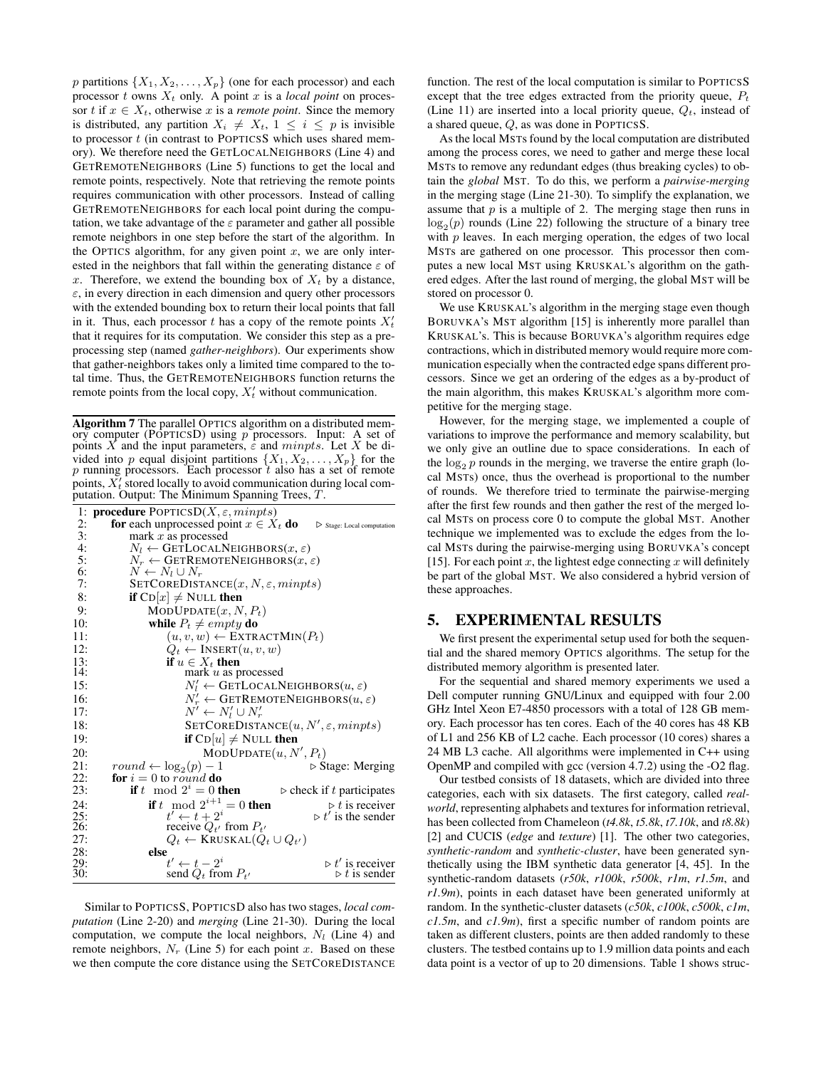$p$ partitions $\{X_1, X_2, \ldots, X_p\}$ (one for each processor) and each processor $t$ owns $X_t$ only. A point $x$ is a *local point* on processor $t$ if $x \in X_t$, otherwise $x$ is a *remote point*. Since the memory is distributed, any partition $X_i \neq X_t$, $1 \leq i \leq p$ is invisible to processor $t$ (in contrast to POPTICSS which uses shared memory). We therefore need the GETLOCALNEIGHBORS (Line 4) and GETREMOTENEIGHBORS (Line 5) functions to get the local and remote points, respectively. Note that retrieving the remote points requires communication with other processors. Instead of calling GETREMOTENEIGHBORS for each local point during the computation, we take advantage of the $\varepsilon$ parameter and gather all possible remote neighbors in one step before the start of the algorithm. In the OPTICS algorithm, for any given point $x$, we are only interested in the neighbors that fall within the generating distance $\varepsilon$ of $x$. Therefore, we extend the bounding box of $X_t$ by a distance, $\varepsilon$, in every direction in each dimension and query other processors with the extended bounding box to return their local points that fall in it. Thus, each processor $t$ has a copy of the remote points $X'_t$ that it requires for its computation. We consider this step as a preprocessing step (named *gather-neighbors*). Our experiments show that gather-neighbors takes only a limited time compared to the total time. Thus, the GETREMOTENEIGHBORS function returns the remote points from the local copy, $X'_t$ without communication.

**Algorithm 7** The parallel OPTICS algorithm on a distributed memory computer (POPTICSD) using $p$ processors. Input: A set of points $X$ and the input parameters, $\varepsilon$ and $minpts$. Let $X$ be divided into $p$ equal disjoint partitions $\{X_1, X_2, \ldots, X_p\}$ for the $p$ running processors. Each processor $t$ also has a set of remote points, $X'_t$ stored locally to avoid communication during local computation. Output: The Minimum Spanning Trees, $T$.

```
1:  procedure POPTICSD(X, ε, minpts)
2:    for each unprocessed point x ∈ X_t do          ▷ Stage: Local computation
3:      mark x as processed
4:      N_l ← GETLOCALNEIGHBORS(x, ε)
5:      N_r ← GETREMOTENEIGHBORS(x, ε)
6:      N ← N_l ∪ N_r
7:      SETCOREDISTANCE(x, N, ε, minpts)
8:      if CD[x] ≠ NULL then
9:        MODUPDATE(x, N, P_t)
10:       while P_t ≠ empty do
11:         (u, v, w) ← EXTRACTMIN(P_t)
12:         Q_t ← INSERT(u, v, w)
13:         if u ∈ X_t then
14:           mark u as processed
15:           N'_l ← GETLOCALNEIGHBORS(u, ε)
16:           N'_r ← GETREMOTENEIGHBORS(u, ε)
17:           N' ← N'_l ∪ N'_r
18:           SETCOREDISTANCE(u, N', ε, minpts)
19:           if CD[u] ≠ NULL then
20:             MODUPDATE(u, N', P_t)
21:   round ← log_2(p) − 1                          ▷ Stage: Merging
22:   for i = 0 to round do
23:     if t mod 2^i = 0 then                       ▷ check if t participates
24:       if t mod 2^(i+1) = 0 then                 ▷ t is receiver
25:         t' ← t + 2^i                            ▷ t' is the sender
26:         receive Q_t' from P_t'
27:         Q_t ← KRUSKAL(Q_t ∪ Q_t')
28:       else
29:         t' ← t − 2^i                            ▷ t' is receiver
30:         send Q_t from P_t'                      ▷ t is sender
```

Similar to POPTICSS, POPTICSD also has two stages, *local computation* (Line 2-20) and *merging* (Line 21-30). During the local computation, we compute the local neighbors, $N_l$ (Line 4) and remote neighbors, $N_r$ (Line 5) for each point $x$. Based on these we then compute the core distance using the SETCOREDISTANCE function. The rest of the local computation is similar to POPTICSS except that the tree edges extracted from the priority queue, $P_t$ (Line 11) are inserted into a local priority queue, $Q_t$, instead of a shared queue, $Q$, as was done in POPTICSS.

As the local MSTs found by the local computation are distributed among the process cores, we need to gather and merge these local MSTs to remove any redundant edges (thus breaking cycles) to obtain the *global* MST. To do this, we perform a *pairwise-merging* in the merging stage (Line 21-30). To simplify the explanation, we assume that $p$ is a multiple of 2. The merging stage then runs in $\log_2(p)$ rounds (Line 22) following the structure of a binary tree with $p$ leaves. In each merging operation, the edges of two local MSTs are gathered on one processor. This processor then computes a new local MST using KRUSKAL's algorithm on the gathered edges. After the last round of merging, the global MST will be stored on processor 0.

We use KRUSKAL's algorithm in the merging stage even though BORUVKA's MST algorithm [15] is inherently more parallel than KRUSKAL's. This is because BORUVKA's algorithm requires edge contractions, which in distributed memory would require more communication especially when the contracted edge spans different processors. Since we get an ordering of the edges as a by-product of the main algorithm, this makes KRUSKAL's algorithm more competitive for the merging stage.

However, for the merging stage, we implemented a couple of variations to improve the performance and memory scalability, but we only give an outline due to space considerations. In each of the $\log_2 p$ rounds in the merging, we traverse the entire graph (local MSTs) once, thus the overhead is proportional to the number of rounds. We therefore tried to terminate the pairwise-merging after the first few rounds and then gather the rest of the merged local MSTs on process core 0 to compute the global MST. Another technique we implemented was to exclude the edges from the local MSTs during the pairwise-merging using BORUVKA's concept [15]. For each point $x$, the lightest edge connecting $x$ will definitely be part of the global MST. We also considered a hybrid version of these approaches.

## 5. EXPERIMENTAL RESULTS

We first present the experimental setup used for both the sequential and the shared memory OPTICS algorithms. The setup for the distributed memory algorithm is presented later.

For the sequential and shared memory experiments we used a Dell computer running GNU/Linux and equipped with four 2.00 GHz Intel Xeon E7-4850 processors with a total of 128 GB memory. Each processor has ten cores. Each of the 40 cores has 48 KB of L1 and 256 KB of L2 cache. Each processor (10 cores) shares a 24 MB L3 cache. All algorithms were implemented in C++ using OpenMP and compiled with gcc (version 4.7.2) using the -O2 flag.

Our testbed consists of 18 datasets, which are divided into three categories, each with six datasets. The first category, called *real-world*, representing alphabets and textures for information retrieval, has been collected from Chameleon (*t4.8k*, *t5.8k*, *t7.10k*, and *t8.8k*) [2] and CUCIS (*edge* and *texture*) [1]. The other two categories, *synthetic-random* and *synthetic-cluster*, have been generated synthetically using the IBM synthetic data generator [4, 45]. In the synthetic-random datasets (*r50k*, *r100k*, *r500k*, *r1m*, *r1.5m*, and *r1.9m*), points in each dataset have been generated uniformly at random. In the synthetic-cluster datasets (*c50k*, *c100k*, *c500k*, *c1m*, *c1.5m*, and *c1.9m*), first a specific number of random points are taken as different clusters, points are then added randomly to these clusters. The testbed contains up to 1.9 million data points and each data point is a vector of up to 20 dimensions. Table 1 shows struc-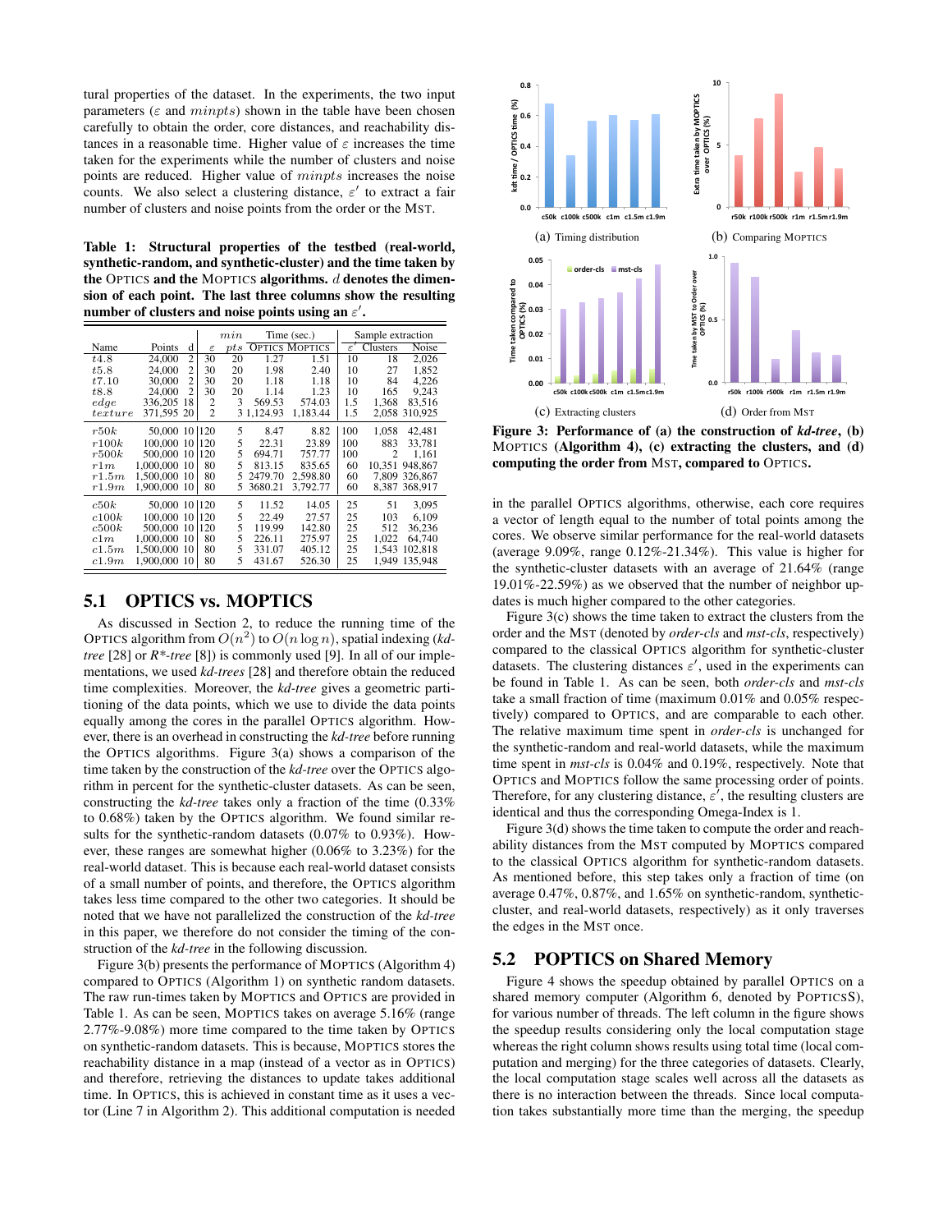tural properties of the dataset. In the experiments, the two input parameters ($\varepsilon$ and $minpts$) shown in the table have been chosen carefully to obtain the order, core distances, and reachability distances in a reasonable time. Higher value of $\varepsilon$ increases the time taken for the experiments while the number of clusters and noise points are reduced. Higher value of $minpts$ increases the noise counts. We also select a clustering distance, $\varepsilon'$ to extract a fair number of clusters and noise points from the order or the MST.

**Table 1: Structural properties of the testbed (real-world, synthetic-random, and synthetic-cluster) and the time taken by the OPTICS and the MOPTICS algorithms. $d$ denotes the dimension of each point. The last three columns show the resulting number of clusters and noise points using an $\varepsilon'$.**

| Name | Points | d | $\varepsilon$ | $min$ $pts$ | Time (sec.) OPTICS | Time (sec.) MOPTICS | Sample extraction $\varepsilon'$ | Clusters | Noise |
|---|---|---|---|---|---|---|---|---|---|
| $t4.8$ | 24,000 | 2 | 30 | 20 | 1.27 | 1.51 | 10 | 18 | 2,026 |
| $t5.8$ | 24,000 | 2 | 30 | 20 | 1.98 | 2.40 | 10 | 27 | 1,852 |
| $t7.10$ | 30,000 | 2 | 30 | 20 | 1.18 | 1.18 | 10 | 84 | 4,226 |
| $t8.8$ | 24,000 | 2 | 30 | 20 | 1.14 | 1.23 | 10 | 165 | 9,243 |
| $edge$ | 336,205 | 18 | 2 | 3 | 569.53 | 574.03 | 1.5 | 1,368 | 83,516 |
| $texture$ | 371,595 | 20 | 2 | 3 | 1,124.93 | 1,183.44 | 1.5 | 2,058 | 310,925 |
| $r50k$ | 50,000 | 10 | 120 | 5 | 8.47 | 8.82 | 100 | 1,058 | 42,481 |
| $r100k$ | 100,000 | 10 | 120 | 5 | 22.31 | 23.89 | 100 | 883 | 33,781 |
| $r500k$ | 500,000 | 10 | 120 | 5 | 694.71 | 757.77 | 100 | 2 | 1,161 |
| $r1m$ | 1,000,000 | 10 | 80 | 5 | 813.15 | 835.65 | 60 | 10,351 | 948,867 |
| $r1.5m$ | 1,500,000 | 10 | 80 | 5 | 2479.70 | 2,598.80 | 60 | 7,809 | 326,867 |
| $r1.9m$ | 1,900,000 | 10 | 80 | 5 | 3680.21 | 3,792.77 | 60 | 8,387 | 368,917 |
| $c50k$ | 50,000 | 10 | 120 | 5 | 11.52 | 14.05 | 25 | 51 | 3,095 |
| $c100k$ | 100,000 | 10 | 120 | 5 | 22.49 | 27.57 | 25 | 103 | 6,109 |
| $c500k$ | 500,000 | 10 | 120 | 5 | 119.99 | 142.80 | 25 | 512 | 36,236 |
| $c1m$ | 1,000,000 | 10 | 80 | 5 | 226.11 | 275.97 | 25 | 1,022 | 64,740 |
| $c1.5m$ | 1,500,000 | 10 | 80 | 5 | 331.07 | 405.12 | 25 | 1,543 | 102,818 |
| $c1.9m$ | 1,900,000 | 10 | 80 | 5 | 431.67 | 526.30 | 25 | 1,949 | 135,948 |

## 5.1 OPTICS vs. MOPTICS

As discussed in Section 2, to reduce the running time of the OPTICS algorithm from $O(n^2)$ to $O(n \log n)$, spatial indexing (*kd-tree* [28] or *R\*-tree* [8]) is commonly used [9]. In all of our implementations, we used *kd-trees* [28] and therefore obtain the reduced time complexities. Moreover, the *kd-tree* gives a geometric partitioning of the data points, which we use to divide the data points equally among the cores in the parallel OPTICS algorithm. However, there is an overhead in constructing the *kd-tree* before running the OPTICS algorithms. Figure 3(a) shows a comparison of the time taken by the construction of the *kd-tree* over the OPTICS algorithm in percent for the synthetic-cluster datasets. As can be seen, constructing the *kd-tree* takes only a fraction of the time (0.33% to 0.68%) taken by the OPTICS algorithm. We found similar results for the synthetic-random datasets (0.07% to 0.93%). However, these ranges are somewhat higher (0.06% to 3.23%) for the real-world dataset. This is because each real-world dataset consists of a small number of points, and therefore, the OPTICS algorithm takes less time compared to the other two categories. It should be noted that we have not parallelized the construction of the *kd-tree* in this paper, we therefore do not consider the timing of the construction of the *kd-tree* in the following discussion.

Figure 3(b) presents the performance of MOPTICS (Algorithm 4) compared to OPTICS (Algorithm 1) on synthetic random datasets. The raw run-times taken by MOPTICS and OPTICS are provided in Table 1. As can be seen, MOPTICS takes on average 5.16% (range 2.77%-9.08%) more time compared to the time taken by OPTICS on synthetic-random datasets. This is because, MOPTICS stores the reachability distance in a map (instead of a vector as in OPTICS) and therefore, retrieving the distances to update takes additional time. In OPTICS, this is achieved in constant time as it uses a vector (Line 7 in Algorithm 2). This additional computation is needed

(a) Timing distribution

(b) Comparing MOPTICS

(c) Extracting clusters

(d) Order from MST

**Figure 3: Performance of (a) the construction of *kd-tree*, (b) MOPTICS (Algorithm 4), (c) extracting the clusters, and (d) computing the order from MST, compared to OPTICS.**

in the parallel OPTICS algorithms, otherwise, each core requires a vector of length equal to the number of total points among the cores. We observe similar performance for the real-world datasets (average 9.09%, range 0.12%-21.34%). This value is higher for the synthetic-cluster datasets with an average of 21.64% (range 19.01%-22.59%) as we observed that the number of neighbor updates is much higher compared to the other categories.

Figure 3(c) shows the time taken to extract the clusters from the order and the MST (denoted by *order-cls* and *mst-cls*, respectively) compared to the classical OPTICS algorithm for synthetic-cluster datasets. The clustering distances $\varepsilon'$, used in the experiments can be found in Table 1. As can be seen, both *order-cls* and *mst-cls* take a small fraction of time (maximum 0.01% and 0.05% respectively) compared to OPTICS, and are comparable to each other. The relative maximum time spent in *order-cls* is unchanged for the synthetic-random and real-world datasets, while the maximum time spent in *mst-cls* is 0.04% and 0.19%, respectively. Note that OPTICS and MOPTICS follow the same processing order of points. Therefore, for any clustering distance, $\varepsilon'$, the resulting clusters are identical and thus the corresponding Omega-Index is 1.

Figure 3(d) shows the time taken to compute the order and reachability distances from the MST computed by MOPTICS compared to the classical OPTICS algorithm for synthetic-random datasets. As mentioned before, this step takes only a fraction of time (on average 0.47%, 0.87%, and 1.65% on synthetic-random, synthetic-cluster, and real-world datasets, respectively) as it only traverses the edges in the MST once.

## 5.2 POPTICS on Shared Memory

Figure 4 shows the speedup obtained by parallel OPTICS on a shared memory computer (Algorithm 6, denoted by POPTICSS), for various number of threads. The left column in the figure shows the speedup results considering only the local computation stage whereas the right column shows results using total time (local computation and merging) for the three categories of datasets. Clearly, the local computation stage scales well across all the datasets as there is no interaction between the threads. Since local computation takes substantially more time than the merging, the speedup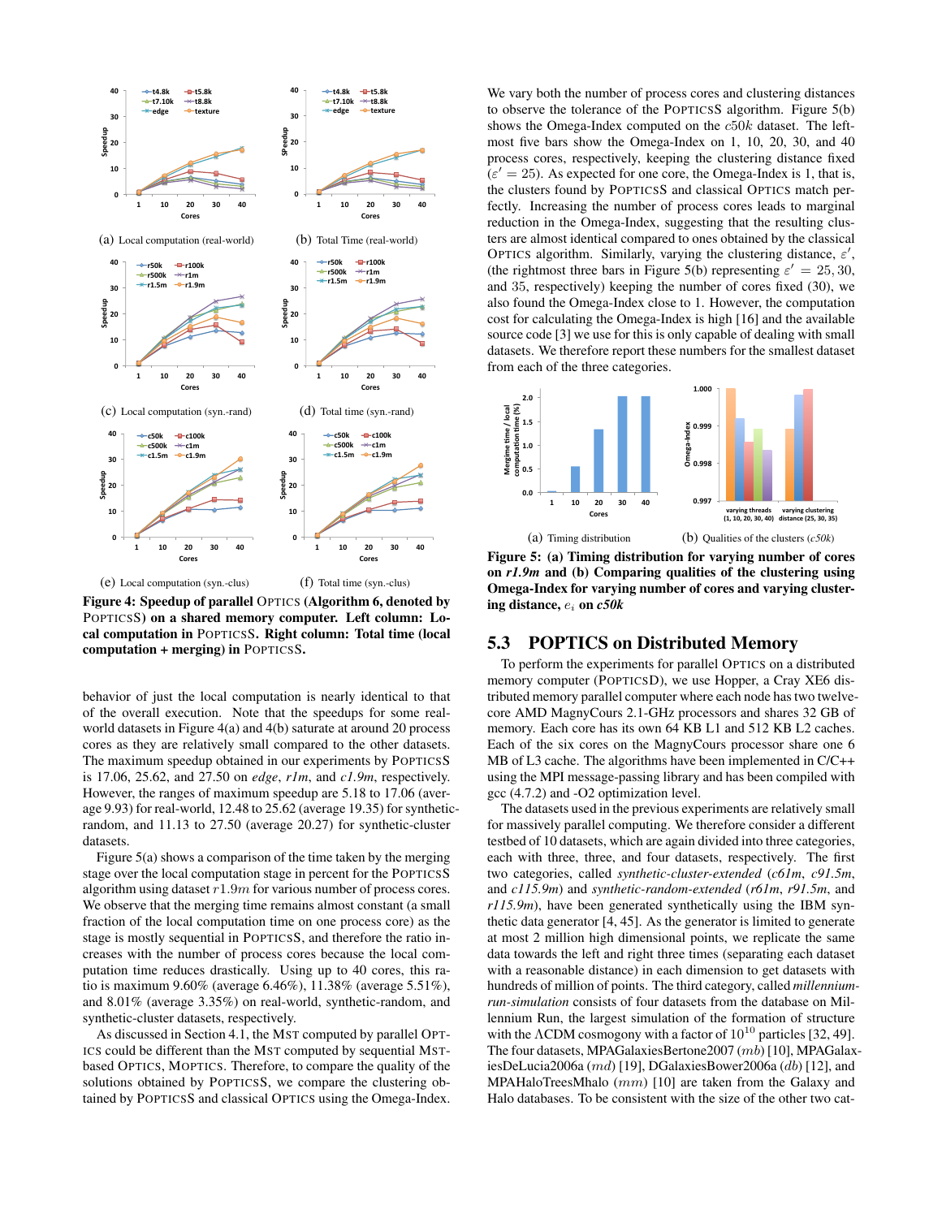(a) Local computation (real-world)

(b) Total Time (real-world)

(c) Local computation (syn.-rand)

(d) Total time (syn.-rand)

(e) Local computation (syn.-clus)

(f) Total time (syn.-clus)

**Figure 4: Speedup of parallel OPTICS (Algorithm 6, denoted by POPTICSS) on a shared memory computer. Left column: Local computation in POPTICSS. Right column: Total time (local computation + merging) in POPTICSS.**

behavior of just the local computation is nearly identical to that of the overall execution. Note that the speedups for some real-world datasets in Figure 4(a) and 4(b) saturate at around 20 process cores as they are relatively small compared to the other datasets. The maximum speedup obtained in our experiments by POPTICSS is 17.06, 25.62, and 27.50 on *edge*, *r1m*, and *c1.9m*, respectively. However, the ranges of maximum speedup are 5.18 to 17.06 (average 9.93) for real-world, 12.48 to 25.62 (average 19.35) for synthetic-random, and 11.13 to 27.50 (average 20.27) for synthetic-cluster datasets.

Figure 5(a) shows a comparison of the time taken by the merging stage over the local computation stage in percent for the POPTICSS algorithm using dataset $r1.9m$ for various number of process cores. We observe that the merging time remains almost constant (a small fraction of the local computation time on one process core) as the stage is mostly sequential in POPTICSS, and therefore the ratio increases with the number of process cores because the local computation time reduces drastically. Using up to 40 cores, this ratio is maximum 9.60% (average 6.46%), 11.38% (average 5.51%), and 8.01% (average 3.35%) on real-world, synthetic-random, and synthetic-cluster datasets, respectively.

As discussed in Section 4.1, the MST computed by parallel OPTICS could be different than the MST computed by sequential MST-based OPTICS, MOPTICS. Therefore, to compare the quality of the solutions obtained by POPTICSS, we compare the clustering obtained by POPTICSS and classical OPTICS using the Omega-Index.

We vary both the number of process cores and clustering distances to observe the tolerance of the POPTICSS algorithm. Figure 5(b) shows the Omega-Index computed on the $c50k$ dataset. The leftmost five bars show the Omega-Index on 1, 10, 20, 30, and 40 process cores, respectively, keeping the clustering distance fixed ($\varepsilon' = 25$). As expected for one core, the Omega-Index is 1, that is, the clusters found by POPTICSS and classical OPTICS match perfectly. Increasing the number of process cores leads to marginal reduction in the Omega-Index, suggesting that the resulting clusters are almost identical compared to ones obtained by the classical OPTICS algorithm. Similarly, varying the clustering distance, $\varepsilon'$, (the rightmost three bars in Figure 5(b) representing $\varepsilon' = 25, 30,$ and 35, respectively) keeping the number of cores fixed (30), we also found the Omega-Index close to 1. However, the computation cost for calculating the Omega-Index is high [16] and the available source code [3] we use for this is only capable of dealing with small datasets. We therefore report these numbers for the smallest dataset from each of the three categories.

(a) Timing distribution

(b) Qualities of the clusters ($c50k$)

**Figure 5: (a) Timing distribution for varying number of cores on *r1.9m* and (b) Comparing qualities of the clustering using Omega-Index for varying number of cores and varying clustering distance, $e_i$ on *c50k***

## 5.3 POPTICS on Distributed Memory

To perform the experiments for parallel OPTICS on a distributed memory computer (POPTICSD), we use Hopper, a Cray XE6 distributed memory parallel computer where each node has two twelve-core AMD MagnyCours 2.1-GHz processors and shares 32 GB of memory. Each core has its own 64 KB L1 and 512 KB L2 caches. Each of the six cores on the MagnyCours processor share one 6 MB of L3 cache. The algorithms have been implemented in C/C++ using the MPI message-passing library and has been compiled with gcc (4.7.2) and -O2 optimization level.

The datasets used in the previous experiments are relatively small for massively parallel computing. We therefore consider a different testbed of 10 datasets, which are again divided into three categories, each with three, three, and four datasets, respectively. The first two categories, called *synthetic-cluster-extended* (*c61m*, *c91.5m*, and *c115.9m*) and *synthetic-random-extended* (*r61m*, *r91.5m*, and *r115.9m*), have been generated synthetically using the IBM synthetic data generator [4, 45]. As the generator is limited to generate at most 2 million high dimensional points, we replicate the same data towards the left and right three times (separating each dataset with a reasonable distance) in each dimension to get datasets with hundreds of million of points. The third category, called *millennium-run-simulation* consists of four datasets from the database on Millennium Run, the largest simulation of the formation of structure with the $\Lambda$CDM cosmogony with a factor of $10^{10}$ particles [32, 49]. The four datasets, MPAGalaxiesBertone2007 ($mb$) [10], MPAGalaxiesDeLucia2006a ($md$) [19], DGalaxiesBower2006a ($db$) [12], and MPAHaloTreesMhalo ($mm$) [10] are taken from the Galaxy and Halo databases. To be consistent with the size of the other two cat-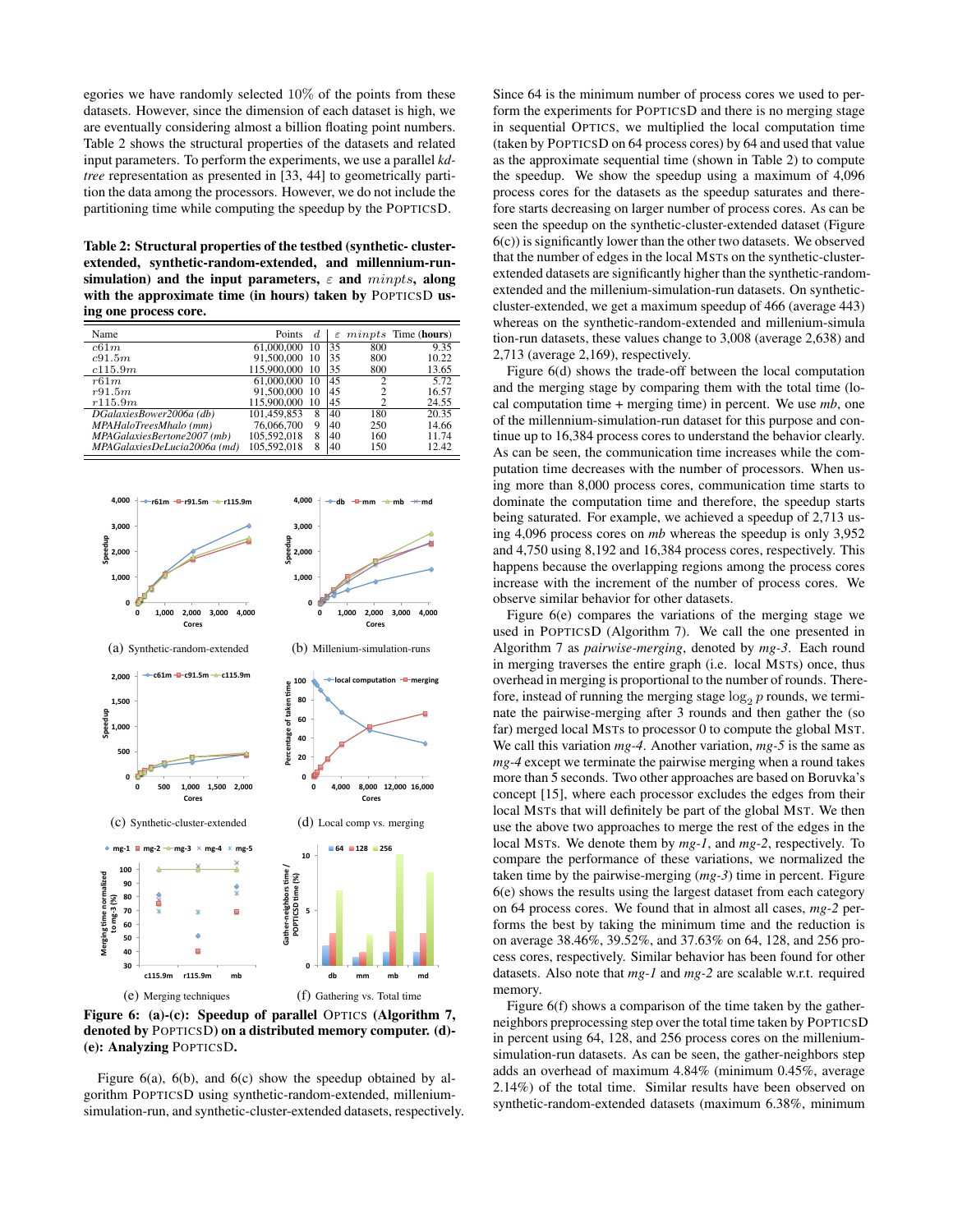egories we have randomly selected 10% of the points from these datasets. However, since the dimension of each dataset is high, we are eventually considering almost a billion floating point numbers. Table 2 shows the structural properties of the datasets and related input parameters. To perform the experiments, we use a parallel *kd-tree* representation as presented in [33, 44] to geometrically partition the data among the processors. However, we do not include the partitioning time while computing the speedup by the POPTICSD.

**Table 2: Structural properties of the testbed (synthetic- cluster-extended, synthetic-random-extended, and millennium-run-simulation) and the input parameters, $\varepsilon$ and $minpts$, along with the approximate time (in hours) taken by POPTICSD using one process core.**

| Name | Points | $d$ | $\varepsilon$ | $minpts$ | Time (**hours**) |
|---|---|---|---|---|---|
| $c61m$ | 61,000,000 | 10 | 35 | 800 | 9.35 |
| $c91.5m$ | 91,500,000 | 10 | 35 | 800 | 10.22 |
| $c115.9m$ | 115,900,000 | 10 | 35 | 800 | 13.65 |
| $r61m$ | 61,000,000 | 10 | 45 | 2 | 5.72 |
| $r91.5m$ | 91,500,000 | 10 | 45 | 2 | 16.57 |
| $r115.9m$ | 115,900,000 | 10 | 45 | 2 | 24.55 |
| *DGalaxiesBower2006a (db)* | 101,459,853 | 8 | 40 | 180 | 20.35 |
| *MPAHaloTreesMhalo (mm)* | 76,066,700 | 9 | 40 | 250 | 14.66 |
| *MPAGalaxiesBertone2007 (mb)* | 105,592,018 | 8 | 40 | 160 | 11.74 |
| *MPAGalaxiesDeLucia2006a (md)* | 105,592,018 | 8 | 40 | 150 | 12.42 |

(a) Synthetic-random-extended

(b) Millenium-simulation-runs

(c) Synthetic-cluster-extended

(d) Local comp vs. merging

(e) Merging techniques

(f) Gathering vs. Total time

**Figure 6: (a)-(c): Speedup of parallel OPTICS (Algorithm 7, denoted by POPTICSD) on a distributed memory computer. (d)-(e): Analyzing POPTICSD.**

Figure 6(a), 6(b), and 6(c) show the speedup obtained by algorithm POPTICSD using synthetic-random-extended, millennium-simulation-run, and synthetic-cluster-extended datasets, respectively. Since 64 is the minimum number of process cores we used to perform the experiments for POPTICSD and there is no merging stage in sequential OPTICS, we multiplied the local computation time (taken by POPTICSD on 64 process cores) by 64 and used that value as the approximate sequential time (shown in Table 2) to compute the speedup. We show the speedup using a maximum of 4,096 process cores for the datasets as the speedup saturates and therefore starts decreasing on larger number of process cores. As can be seen the speedup on the synthetic-cluster-extended dataset (Figure 6(c)) is significantly lower than the other two datasets. We observed that the number of edges in the local MSTs on the synthetic-cluster-extended datasets are significantly higher than the synthetic-random-extended and the millenium-simulation-run datasets. On synthetic-cluster-extended, we get a maximum speedup of 466 (average 443) whereas on the synthetic-random-extended and millenium-simulation-run datasets, these values change to 3,008 (average 2,638) and 2,713 (average 2,169), respectively.

Figure 6(d) shows the trade-off between the local computation and the merging stage by comparing them with the total time (local computation time + merging time) in percent. We use *mb*, one of the millennium-simulation-run dataset for this purpose and continue up to 16,384 process cores to understand the behavior clearly. As can be seen, the communication time increases while the computation time decreases with the number of processors. When using more than 8,000 process cores, communication time starts to dominate the computation time and therefore, the speedup starts being saturated. For example, we achieved a speedup of 2,713 using 4,096 process cores on *mb* whereas the speedup is only 3,952 and 4,750 using 8,192 and 16,384 process cores, respectively. This happens because the overlapping regions among the process cores increase with the increment of the number of process cores. We observe similar behavior for other datasets.

Figure 6(e) compares the variations of the merging stage we used in POPTICSD (Algorithm 7). We call the one presented in Algorithm 7 as *pairwise-merging*, denoted by *mg-3*. Each round in merging traverses the entire graph (i.e. local MSTs) once, thus overhead in merging is proportional to the number of rounds. Therefore, instead of running the merging stage $\log_2 p$ rounds, we terminate the pairwise-merging after 3 rounds and then gather the (so far) merged local MSTs to processor 0 to compute the global MST. We call this variation *mg-4*. Another variation, *mg-5* is the same as *mg-4* except we terminate the pairwise merging when a round takes more than 5 seconds. Two other approaches are based on Boruvka's concept [15], where each processor excludes the edges from their local MSTs that will definitely be part of the global MST. We then use the above two approaches to merge the rest of the edges in the local MSTs. We denote them by *mg-1*, and *mg-2*, respectively. To compare the performance of these variations, we normalized the taken time by the pairwise-merging (*mg-3*) time in percent. Figure 6(e) shows the results using the largest dataset from each category on 64 process cores. We found that in almost all cases, *mg-2* performs the best by taking the minimum time and the reduction is on average 38.46%, 39.52%, and 37.63% on 64, 128, and 256 process cores, respectively. Similar behavior has been found for other datasets. Also note that *mg-1* and *mg-2* are scalable w.r.t. required memory.

Figure 6(f) shows a comparison of the time taken by the gather-neighbors preprocessing step over the total time taken by POPTICSD in percent using 64, 128, and 256 process cores on the millennium-simulation-run datasets. As can be seen, the gather-neighbors step adds an overhead of maximum 4.84% (minimum 0.45%, average 2.14%) of the total time. Similar results have been observed on synthetic-random-extended datasets (maximum 6.38%, minimum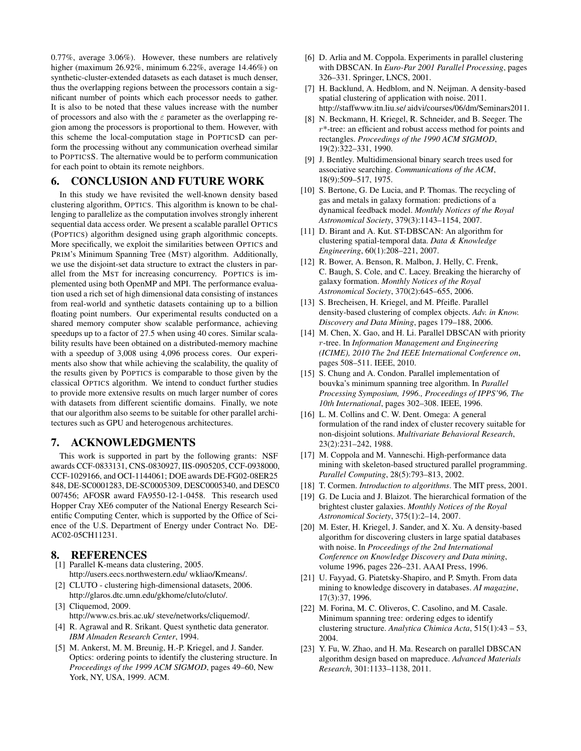0.77%, average 3.06%). However, these numbers are relatively higher (maximum 26.92%, minimum 6.22%, average 14.46%) on synthetic-cluster-extended datasets as each dataset is much denser, thus the overlapping regions between the processors contain a significant number of points which each processor needs to gather. It is also to be noted that these values increase with the number of processors and also with the $\varepsilon$ parameter as the overlapping region among the processors is proportional to them. However, with this scheme the local-computation stage in POPTICSD can perform the processing without any communication overhead similar to POPTICSS. The alternative would be to perform communication for each point to obtain its remote neighbors.

## 6. CONCLUSION AND FUTURE WORK

In this study we have revisited the well-known density based clustering algorithm, OPTICS. This algorithm is known to be challenging to parallelize as the computation involves strongly inherent sequential data access order. We present a scalable parallel OPTICS (POPTICS) algorithm designed using graph algorithmic concepts. More specifically, we exploit the similarities between OPTICS and PRIM's Minimum Spanning Tree (MST) algorithm. Additionally, we use the disjoint-set data structure to extract the clusters in parallel from the MST for increasing concurrency. POPTICS is implemented using both OpenMP and MPI. The performance evaluation used a rich set of high dimensional data consisting of instances from real-world and synthetic datasets containing up to a billion floating point numbers. Our experimental results conducted on a shared memory computer show scalable performance, achieving speedups up to a factor of 27.5 when using 40 cores. Similar scalability results have been obtained on a distributed-memory machine with a speedup of 3,008 using 4,096 process cores. Our experiments also show that while achieving the scalability, the quality of the results given by POPTICS is comparable to those given by the classical OPTICS algorithm. We intend to conduct further studies to provide more extensive results on much larger number of cores with datasets from different scientific domains. Finally, we note that our algorithm also seems to be suitable for other parallel architectures such as GPU and heterogenous architectures.

## 7. ACKNOWLEDGMENTS

This work is supported in part by the following grants: NSF awards CCF-0833131, CNS-0830927, IIS-0905205, CCF-0938000, CCF-1029166, and OCI-1144061; DOE awards DE-FG02-08ER25 848, DE-SC0001283, DE-SC0005309, DESC0005340, and DESC0 007456; AFOSR award FA9550-12-1-0458. This research used Hopper Cray XE6 computer of the National Energy Research Scientific Computing Center, which is supported by the Office of Science of the U.S. Department of Energy under Contract No. DE-AC02-05CH11231.

## 8. REFERENCES

[1] Parallel K-means data clustering, 2005. http://users.eecs.northwestern.edu/ wkliao/Kmeans/.

[2] CLUTO - clustering high-dimensional datasets, 2006. http://glaros.dtc.umn.edu/gkhome/cluto/cluto/.

[3] Cliquemod, 2009. http://www.cs.bris.ac.uk/ steve/networks/cliquemod/.

[4] R. Agrawal and R. Srikant. Quest synthetic data generator. *IBM Almaden Research Center*, 1994.

[5] M. Ankerst, M. M. Breunig, H.-P. Kriegel, and J. Sander. Optics: ordering points to identify the clustering structure. In *Proceedings of the 1999 ACM SIGMOD*, pages 49–60, New York, NY, USA, 1999. ACM.

[6] D. Arlia and M. Coppola. Experiments in parallel clustering with DBSCAN. In *Euro-Par 2001 Parallel Processing*, pages 326–331. Springer, LNCS, 2001.

[7] H. Backlund, A. Hedblom, and N. Neijman. A density-based spatial clustering of application with noise. 2011. http://staffwww.itn.liu.se/ aidvi/courses/06/dm/Seminars2011.

[8] N. Beckmann, H. Kriegel, R. Schneider, and B. Seeger. The $r^*$-tree: an efficient and robust access method for points and rectangles. *Proceedings of the 1990 ACM SIGMOD*, 19(2):322–331, 1990.

[9] J. Bentley. Multidimensional binary search trees used for associative searching. *Communications of the ACM*, 18(9):509–517, 1975.

[10] S. Bertone, G. De Lucia, and P. Thomas. The recycling of gas and metals in galaxy formation: predictions of a dynamical feedback model. *Monthly Notices of the Royal Astronomical Society*, 379(3):1143–1154, 2007.

[11] D. Birant and A. Kut. ST-DBSCAN: An algorithm for clustering spatial-temporal data. *Data & Knowledge Engineering*, 60(1):208–221, 2007.

[12] R. Bower, A. Benson, R. Malbon, J. Helly, C. Frenk, C. Baugh, S. Cole, and C. Lacey. Breaking the hierarchy of galaxy formation. *Monthly Notices of the Royal Astronomical Society*, 370(2):645–655, 2006.

[13] S. Brecheisen, H. Kriegel, and M. Pfeifle. Parallel density-based clustering of complex objects. *Adv. in Know. Discovery and Data Mining*, pages 179–188, 2006.

[14] M. Chen, X. Gao, and H. Li. Parallel DBSCAN with priority $r$-tree. In *Information Management and Engineering (ICIME), 2010 The 2nd IEEE International Conference on*, pages 508–511. IEEE, 2010.

[15] S. Chung and A. Condon. Parallel implementation of bouvka's minimum spanning tree algorithm. In *Parallel Processing Symposium, 1996., Proceedings of IPPS'96, The 10th International*, pages 302–308. IEEE, 1996.

[16] L. M. Collins and C. W. Dent. Omega: A general formulation of the rand index of cluster recovery suitable for non-disjoint solutions. *Multivariate Behavioral Research*, 23(2):231–242, 1988.

[17] M. Coppola and M. Vanneschi. High-performance data mining with skeleton-based structured parallel programming. *Parallel Computing*, 28(5):793–813, 2002.

[18] T. Cormen. *Introduction to algorithms*. The MIT press, 2001.

[19] G. De Lucia and J. Blaizot. The hierarchical formation of the brightest cluster galaxies. *Monthly Notices of the Royal Astronomical Society*, 375(1):2–14, 2007.

[20] M. Ester, H. Kriegel, J. Sander, and X. Xu. A density-based algorithm for discovering clusters in large spatial databases with noise. In *Proceedings of the 2nd International Conference on Knowledge Discovery and Data mining*, volume 1996, pages 226–231. AAAI Press, 1996.

[21] U. Fayyad, G. Piatetsky-Shapiro, and P. Smyth. From data mining to knowledge discovery in databases. *AI magazine*, 17(3):37, 1996.

[22] M. Forina, M. C. Oliveros, C. Casolino, and M. Casale. Minimum spanning tree: ordering edges to identify clustering structure. *Analytica Chimica Acta*, 515(1):43 – 53, 2004.

[23] Y. Fu, W. Zhao, and H. Ma. Research on parallel DBSCAN algorithm design based on mapreduce. *Advanced Materials Research*, 301:1133–1138, 2011.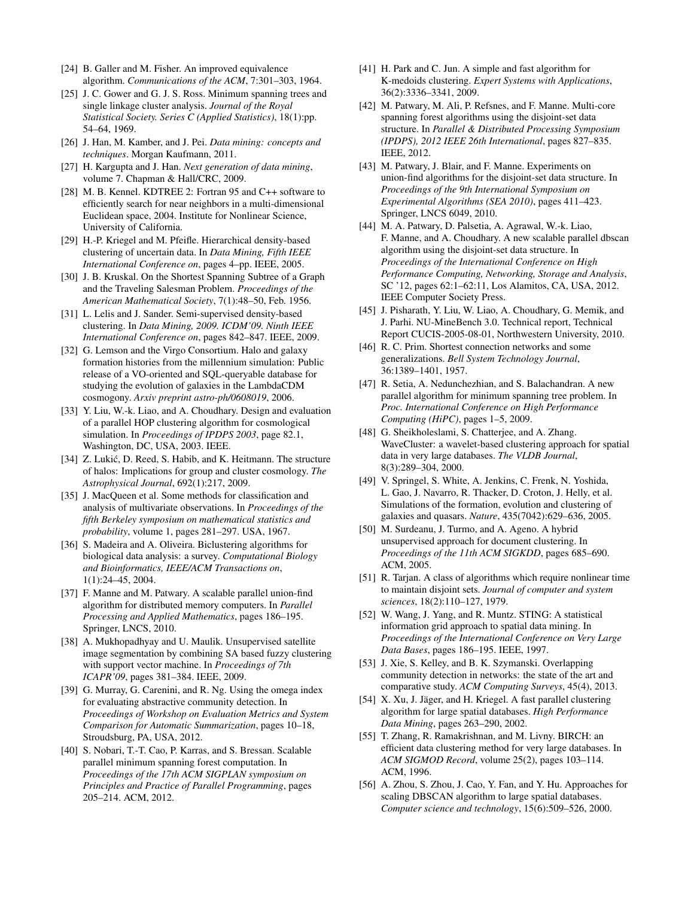[24] B. Galler and M. Fisher. An improved equivalence algorithm. *Communications of the ACM*, 7:301–303, 1964.

[25] J. C. Gower and G. J. S. Ross. Minimum spanning trees and single linkage cluster analysis. *Journal of the Royal Statistical Society. Series C (Applied Statistics)*, 18(1):pp. 54–64, 1969.

[26] J. Han, M. Kamber, and J. Pei. *Data mining: concepts and techniques*. Morgan Kaufmann, 2011.

[27] H. Kargupta and J. Han. *Next generation of data mining*, volume 7. Chapman & Hall/CRC, 2009.

[28] M. B. Kennel. KDTREE 2: Fortran 95 and C++ software to efficiently search for near neighbors in a multi-dimensional Euclidean space, 2004. Institute for Nonlinear Science, University of California.

[29] H.-P. Kriegel and M. Pfeifle. Hierarchical density-based clustering of uncertain data. In *Data Mining, Fifth IEEE International Conference on*, pages 4–pp. IEEE, 2005.

[30] J. B. Kruskal. On the Shortest Spanning Subtree of a Graph and the Traveling Salesman Problem. *Proceedings of the American Mathematical Society*, 7(1):48–50, Feb. 1956.

[31] L. Lelis and J. Sander. Semi-supervised density-based clustering. In *Data Mining, 2009. ICDM'09. Ninth IEEE International Conference on*, pages 842–847. IEEE, 2009.

[32] G. Lemson and the Virgo Consortium. Halo and galaxy formation histories from the millennium simulation: Public release of a VO-oriented and SQL-queryable database for studying the evolution of galaxies in the LambdaCDM cosmogony. *Arxiv preprint astro-ph/0608019*, 2006.

[33] Y. Liu, W.-k. Liao, and A. Choudhary. Design and evaluation of a parallel HOP clustering algorithm for cosmological simulation. In *Proceedings of IPDPS 2003*, page 82.1, Washington, DC, USA, 2003. IEEE.

[34] Z. Lukić, D. Reed, S. Habib, and K. Heitmann. The structure of halos: Implications for group and cluster cosmology. *The Astrophysical Journal*, 692(1):217, 2009.

[35] J. MacQueen et al. Some methods for classification and analysis of multivariate observations. In *Proceedings of the fifth Berkeley symposium on mathematical statistics and probability*, volume 1, pages 281–297. USA, 1967.

[36] S. Madeira and A. Oliveira. Biclustering algorithms for biological data analysis: a survey. *Computational Biology and Bioinformatics, IEEE/ACM Transactions on*, 1(1):24–45, 2004.

[37] F. Manne and M. Patwary. A scalable parallel union-find algorithm for distributed memory computers. In *Parallel Processing and Applied Mathematics*, pages 186–195. Springer, LNCS, 2010.

[38] A. Mukhopadhyay and U. Maulik. Unsupervised satellite image segmentation by combining SA based fuzzy clustering with support vector machine. In *Proceedings of 7th ICAPR'09*, pages 381–384. IEEE, 2009.

[39] G. Murray, G. Carenini, and R. Ng. Using the omega index for evaluating abstractive community detection. In *Proceedings of Workshop on Evaluation Metrics and System Comparison for Automatic Summarization*, pages 10–18, Stroudsburg, PA, USA, 2012.

[40] S. Nobari, T.-T. Cao, P. Karras, and S. Bressan. Scalable parallel minimum spanning forest computation. In *Proceedings of the 17th ACM SIGPLAN symposium on Principles and Practice of Parallel Programming*, pages 205–214. ACM, 2012.

[41] H. Park and C. Jun. A simple and fast algorithm for K-medoids clustering. *Expert Systems with Applications*, 36(2):3336–3341, 2009.

[42] M. Patwary, M. Ali, P. Refsnes, and F. Manne. Multi-core spanning forest algorithms using the disjoint-set data structure. In *Parallel & Distributed Processing Symposium (IPDPS), 2012 IEEE 26th International*, pages 827–835. IEEE, 2012.

[43] M. Patwary, J. Blair, and F. Manne. Experiments on union-find algorithms for the disjoint-set data structure. In *Proceedings of the 9th International Symposium on Experimental Algorithms (SEA 2010)*, pages 411–423. Springer, LNCS 6049, 2010.

[44] M. A. Patwary, D. Palsetia, A. Agrawal, W.-k. Liao, F. Manne, and A. Choudhary. A new scalable parallel dbscan algorithm using the disjoint-set data structure. In *Proceedings of the International Conference on High Performance Computing, Networking, Storage and Analysis*, SC '12, pages 62:1–62:11, Los Alamitos, CA, USA, 2012. IEEE Computer Society Press.

[45] J. Pisharath, Y. Liu, W. Liao, A. Choudhary, G. Memik, and J. Parhi. NU-MineBench 3.0. Technical report, Technical Report CUCIS-2005-08-01, Northwestern University, 2010.

[46] R. C. Prim. Shortest connection networks and some generalizations. *Bell System Technology Journal*, 36:1389–1401, 1957.

[47] R. Setia, A. Nedunchezhian, and S. Balachandran. A new parallel algorithm for minimum spanning tree problem. In *Proc. International Conference on High Performance Computing (HiPC)*, pages 1–5, 2009.

[48] G. Sheikholeslami, S. Chatterjee, and A. Zhang. WaveCluster: a wavelet-based clustering approach for spatial data in very large databases. *The VLDB Journal*, 8(3):289–304, 2000.

[49] V. Springel, S. White, A. Jenkins, C. Frenk, N. Yoshida, L. Gao, J. Navarro, R. Thacker, D. Croton, J. Helly, et al. Simulations of the formation, evolution and clustering of galaxies and quasars. *Nature*, 435(7042):629–636, 2005.

[50] M. Surdeanu, J. Turmo, and A. Ageno. A hybrid unsupervised approach for document clustering. In *Proceedings of the 11th ACM SIGKDD*, pages 685–690. ACM, 2005.

[51] R. Tarjan. A class of algorithms which require nonlinear time to maintain disjoint sets. *Journal of computer and system sciences*, 18(2):110–127, 1979.

[52] W. Wang, J. Yang, and R. Muntz. STING: A statistical information grid approach to spatial data mining. In *Proceedings of the International Conference on Very Large Data Bases*, pages 186–195. IEEE, 1997.

[53] J. Xie, S. Kelley, and B. K. Szymanski. Overlapping community detection in networks: the state of the art and comparative study. *ACM Computing Surveys*, 45(4), 2013.

[54] X. Xu, J. Jäger, and H. Kriegel. A fast parallel clustering algorithm for large spatial databases. *High Performance Data Mining*, pages 263–290, 2002.

[55] T. Zhang, R. Ramakrishnan, and M. Livny. BIRCH: an efficient data clustering method for very large databases. In *ACM SIGMOD Record*, volume 25(2), pages 103–114. ACM, 1996.

[56] A. Zhou, S. Zhou, J. Cao, Y. Fan, and Y. Hu. Approaches for scaling DBSCAN algorithm to large spatial databases. *Computer science and technology*, 15(6):509–526, 2000.